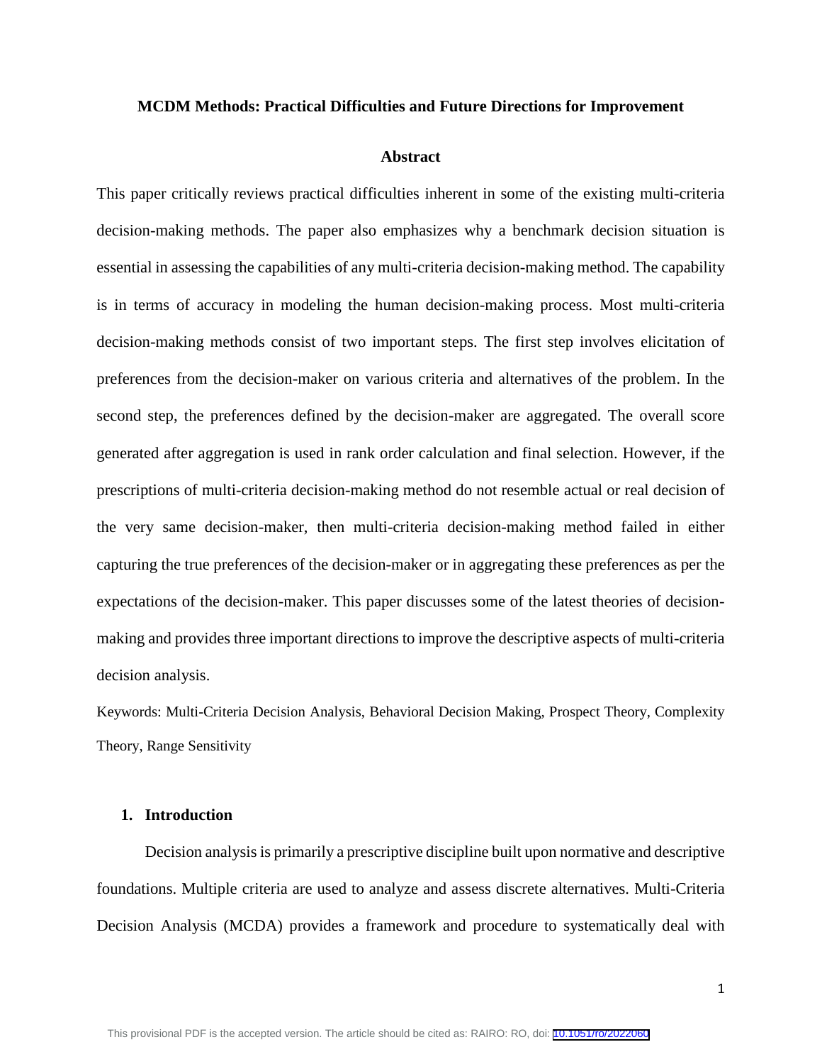# MCDM Methods: Practical Difficulties and Future Directions for Improvement

## Abstract

This paper critically reviews practical difficulties inherent in some of the existing multi-criteria decision-making methods. The paper also emphasizes why a benchmark decision situation is essential in assessing the capabilities of any multi-criteria decision-making method. The capability is in terms of accuracy in modeling the human decision-making process. Most multi-criteria decision-making methods consist of two important steps. The first step involves elicitation of preferences from the decision-maker on various criteria and alternatives of the problem. In the second step, the preferences defined by the decision-maker are aggregated. The overall score generated after aggregation is used in rank order calculation and final selection. However, if the prescriptions of multi-criteria decision-making method do not resemble actual or real decision of the very same decision-maker, then multi-criteria decision-making method failed in either capturing the true preferences of the decision-maker or in aggregating these preferences as per the expectations of the decision-maker. This paper discusses some of the latest theories of decision-making and provides three important directions to improve the descriptive aspects of multi-criteria decision analysis.

Keywords: Multi-Criteria Decision Analysis, Behavioral Decision Making, Prospect Theory, Complexity Theory, Range Sensitivity

## 1. Introduction

Decision analysis is primarily a prescriptive discipline built upon normative and descriptive foundations. Multiple criteria are used to analyze and assess discrete alternatives. Multi-Criteria Decision Analysis (MCDA) provides a framework and procedure to systematically deal with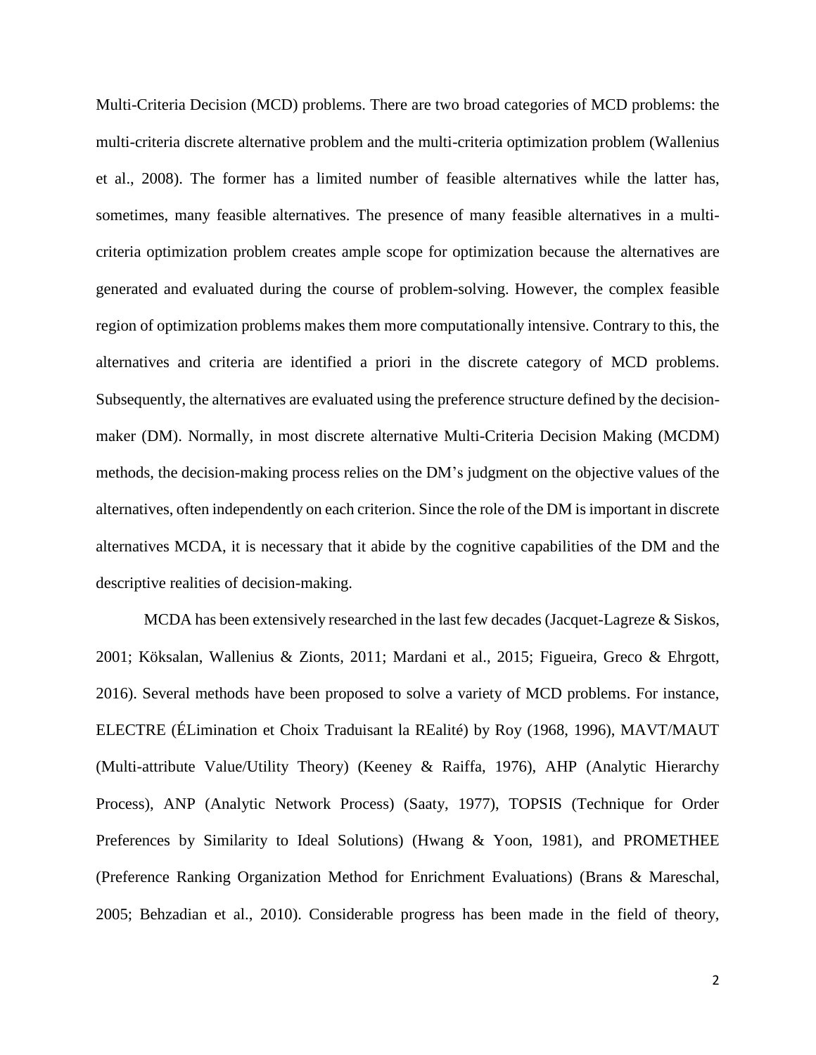Multi-Criteria Decision (MCD) problems. There are two broad categories of MCD problems: the multi-criteria discrete alternative problem and the multi-criteria optimization problem (Wallenius et al., 2008). The former has a limited number of feasible alternatives while the latter has, sometimes, many feasible alternatives. The presence of many feasible alternatives in a multi-criteria optimization problem creates ample scope for optimization because the alternatives are generated and evaluated during the course of problem-solving. However, the complex feasible region of optimization problems makes them more computationally intensive. Contrary to this, the alternatives and criteria are identified a priori in the discrete category of MCD problems. Subsequently, the alternatives are evaluated using the preference structure defined by the decision-maker (DM). Normally, in most discrete alternative Multi-Criteria Decision Making (MCDM) methods, the decision-making process relies on the DM's judgment on the objective values of the alternatives, often independently on each criterion. Since the role of the DM is important in discrete alternatives MCDA, it is necessary that it abide by the cognitive capabilities of the DM and the descriptive realities of decision-making.

MCDA has been extensively researched in the last few decades (Jacquet-Lagreze & Siskos, 2001; Köksalan, Wallenius & Zionts, 2011; Mardani et al., 2015; Figueira, Greco & Ehrgott, 2016). Several methods have been proposed to solve a variety of MCD problems. For instance, ELECTRE (ÉLimination et Choix Traduisant la REalité) by Roy (1968, 1996), MAVT/MAUT (Multi-attribute Value/Utility Theory) (Keeney & Raiffa, 1976), AHP (Analytic Hierarchy Process), ANP (Analytic Network Process) (Saaty, 1977), TOPSIS (Technique for Order Preferences by Similarity to Ideal Solutions) (Hwang & Yoon, 1981), and PROMETHEE (Preference Ranking Organization Method for Enrichment Evaluations) (Brans & Mareschal, 2005; Behzadian et al., 2010). Considerable progress has been made in the field of theory,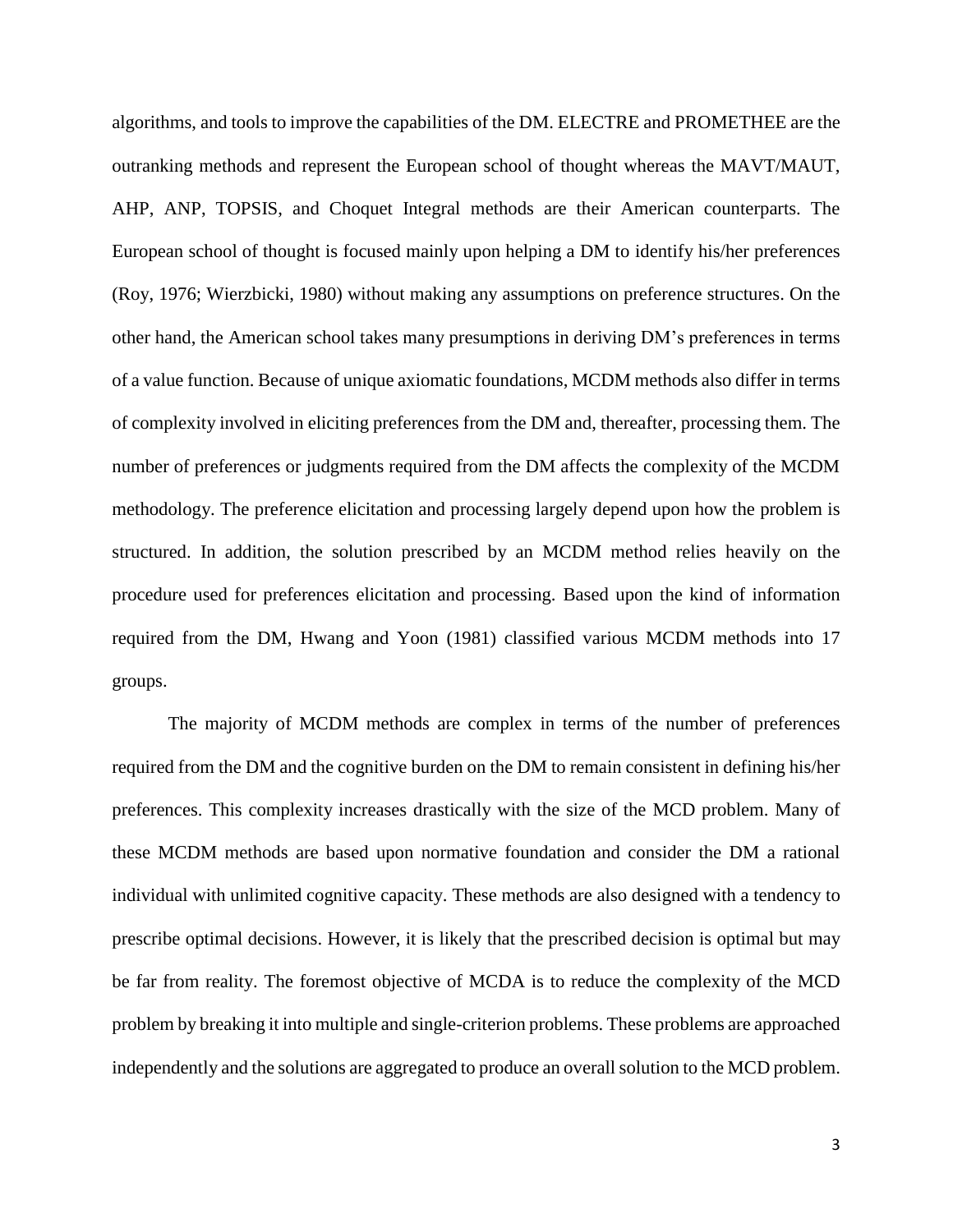algorithms, and tools to improve the capabilities of the DM. ELECTRE and PROMETHEE are the outranking methods and represent the European school of thought whereas the MAVT/MAUT, AHP, ANP, TOPSIS, and Choquet Integral methods are their American counterparts. The European school of thought is focused mainly upon helping a DM to identify his/her preferences (Roy, 1976; Wierzbicki, 1980) without making any assumptions on preference structures. On the other hand, the American school takes many presumptions in deriving DM's preferences in terms of a value function. Because of unique axiomatic foundations, MCDM methods also differ in terms of complexity involved in eliciting preferences from the DM and, thereafter, processing them. The number of preferences or judgments required from the DM affects the complexity of the MCDM methodology. The preference elicitation and processing largely depend upon how the problem is structured. In addition, the solution prescribed by an MCDM method relies heavily on the procedure used for preferences elicitation and processing. Based upon the kind of information required from the DM, Hwang and Yoon (1981) classified various MCDM methods into 17 groups.

The majority of MCDM methods are complex in terms of the number of preferences required from the DM and the cognitive burden on the DM to remain consistent in defining his/her preferences. This complexity increases drastically with the size of the MCD problem. Many of these MCDM methods are based upon normative foundation and consider the DM a rational individual with unlimited cognitive capacity. These methods are also designed with a tendency to prescribe optimal decisions. However, it is likely that the prescribed decision is optimal but may be far from reality. The foremost objective of MCDA is to reduce the complexity of the MCD problem by breaking it into multiple and single-criterion problems. These problems are approached independently and the solutions are aggregated to produce an overall solution to the MCD problem.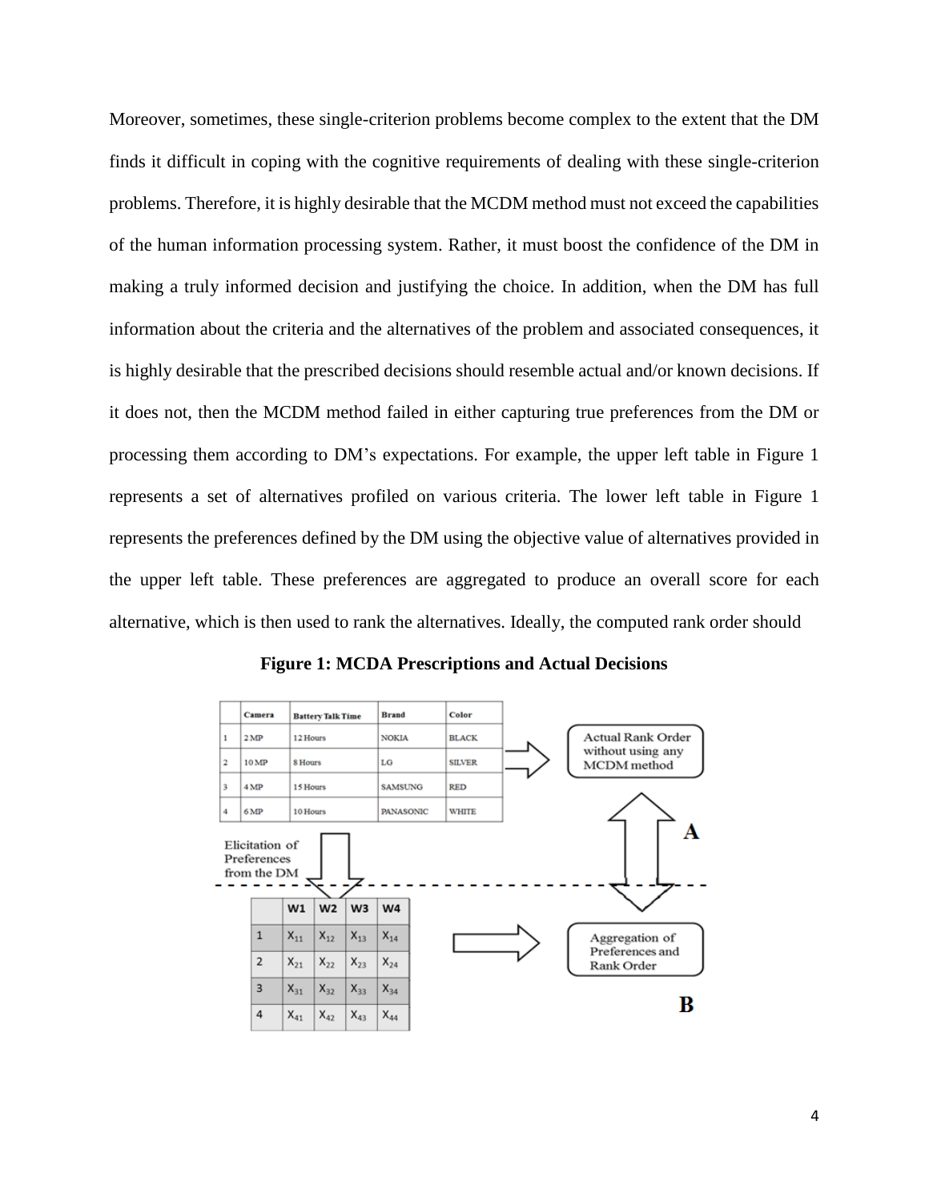Moreover, sometimes, these single-criterion problems become complex to the extent that the DM finds it difficult in coping with the cognitive requirements of dealing with these single-criterion problems. Therefore, it is highly desirable that the MCDM method must not exceed the capabilities of the human information processing system. Rather, it must boost the confidence of the DM in making a truly informed decision and justifying the choice. In addition, when the DM has full information about the criteria and the alternatives of the problem and associated consequences, it is highly desirable that the prescribed decisions should resemble actual and/or known decisions. If it does not, then the MCDM method failed in either capturing true preferences from the DM or processing them according to DM's expectations. For example, the upper left table in Figure 1 represents a set of alternatives profiled on various criteria. The lower left table in Figure 1 represents the preferences defined by the DM using the objective value of alternatives provided in the upper left table. These preferences are aggregated to produce an overall score for each alternative, which is then used to rank the alternatives. Ideally, the computed rank order should

**Figure 1: MCDA Prescriptions and Actual Decisions**

| | Camera | Battery Talk Time | Brand | Color |
|---|---|---|---|---|
| 1 | 2 MP | 12 Hours | NOKIA | BLACK |
| 2 | 10 MP | 8 Hours | LG | SILVER |
| 3 | 4 MP | 15 Hours | SAMSUNG | RED |
| 4 | 6 MP | 10 Hours | PANASONIC | WHITE |

→ Actual Rank Order without using any MCDM method

Elicitation of Preferences from the DM

| | W1 | W2 | W3 | W4 |
|---|---|---|---|---|
| 1 | $X_{11}$ | $X_{12}$ | $X_{13}$ | $X_{14}$ |
| 2 | $X_{21}$ | $X_{22}$ | $X_{23}$ | $X_{24}$ |
| 3 | $X_{31}$ | $X_{32}$ | $X_{33}$ | $X_{34}$ |
| 4 | $X_{41}$ | $X_{42}$ | $X_{43}$ | $X_{44}$ |

→ Aggregation of Preferences and Rank Order

A

B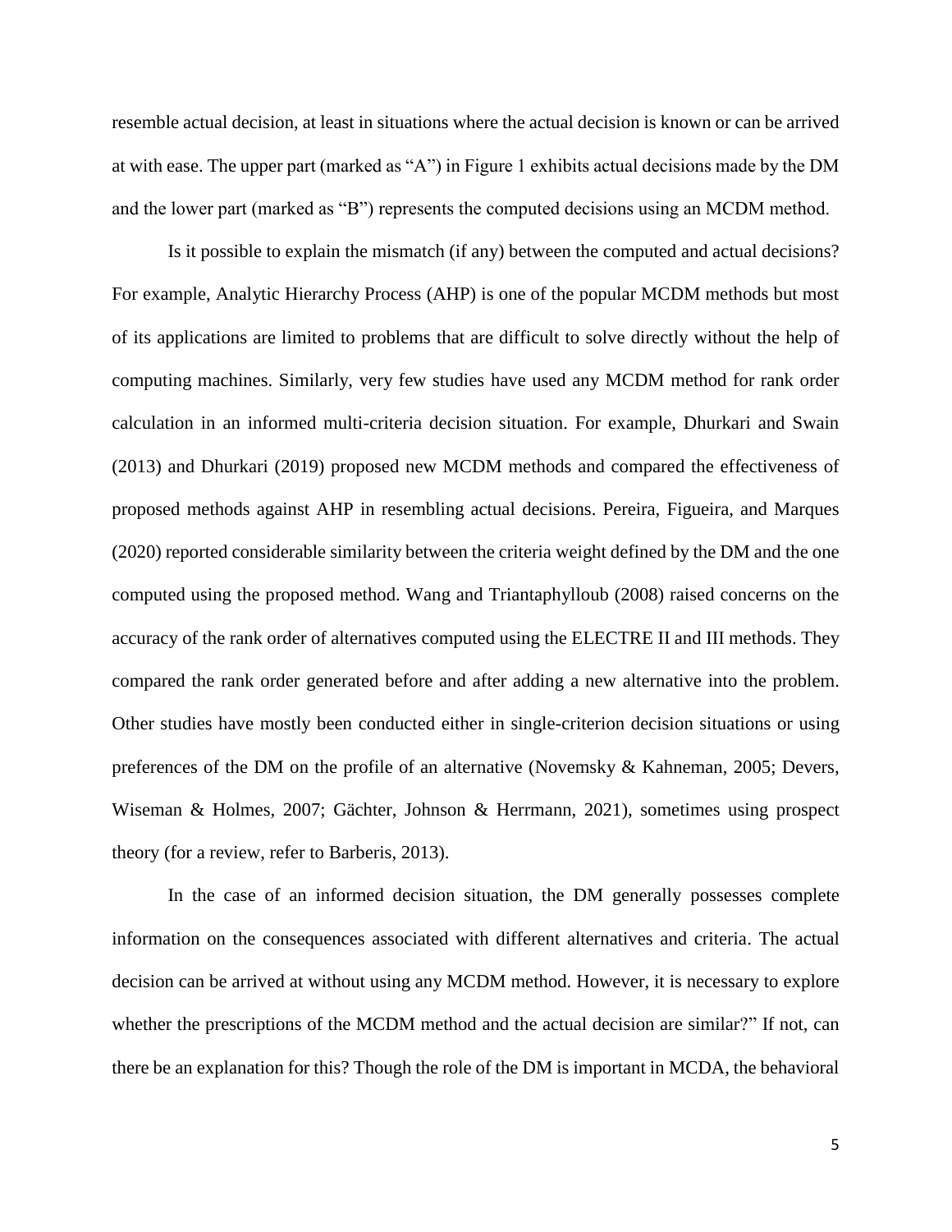resemble actual decision, at least in situations where the actual decision is known or can be arrived at with ease. The upper part (marked as "A") in Figure 1 exhibits actual decisions made by the DM and the lower part (marked as "B") represents the computed decisions using an MCDM method.

Is it possible to explain the mismatch (if any) between the computed and actual decisions? For example, Analytic Hierarchy Process (AHP) is one of the popular MCDM methods but most of its applications are limited to problems that are difficult to solve directly without the help of computing machines. Similarly, very few studies have used any MCDM method for rank order calculation in an informed multi-criteria decision situation. For example, Dhurkari and Swain (2013) and Dhurkari (2019) proposed new MCDM methods and compared the effectiveness of proposed methods against AHP in resembling actual decisions. Pereira, Figueira, and Marques (2020) reported considerable similarity between the criteria weight defined by the DM and the one computed using the proposed method. Wang and Triantaphylloub (2008) raised concerns on the accuracy of the rank order of alternatives computed using the ELECTRE II and III methods. They compared the rank order generated before and after adding a new alternative into the problem. Other studies have mostly been conducted either in single-criterion decision situations or using preferences of the DM on the profile of an alternative (Novemsky & Kahneman, 2005; Devers, Wiseman & Holmes, 2007; Gächter, Johnson & Herrmann, 2021), sometimes using prospect theory (for a review, refer to Barberis, 2013).

In the case of an informed decision situation, the DM generally possesses complete information on the consequences associated with different alternatives and criteria. The actual decision can be arrived at without using any MCDM method. However, it is necessary to explore whether the prescriptions of the MCDM method and the actual decision are similar?" If not, can there be an explanation for this? Though the role of the DM is important in MCDA, the behavioral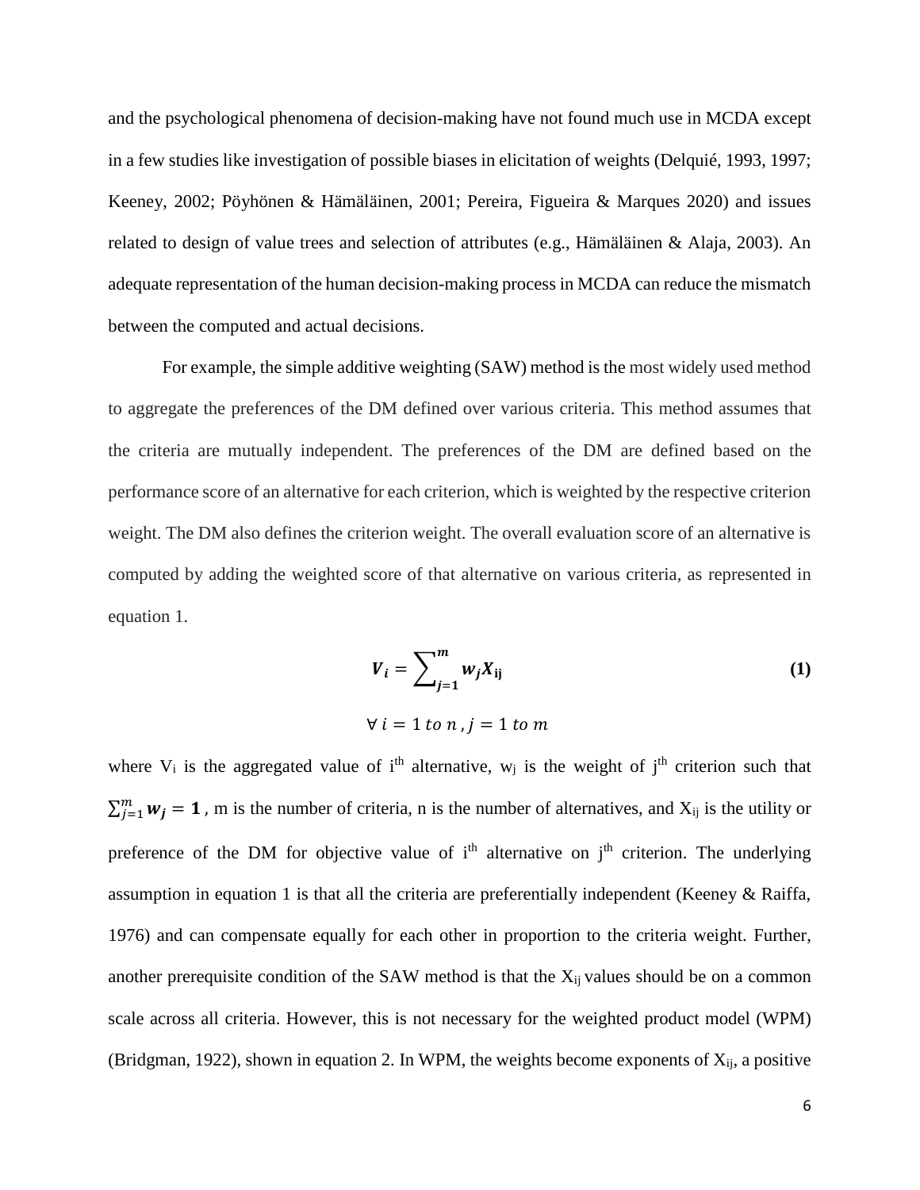and the psychological phenomena of decision-making have not found much use in MCDA except in a few studies like investigation of possible biases in elicitation of weights (Delquié, 1993, 1997; Keeney, 2002; Pöyhönen & Hämäläinen, 2001; Pereira, Figueira & Marques 2020) and issues related to design of value trees and selection of attributes (e.g., Hämäläinen & Alaja, 2003). An adequate representation of the human decision-making process in MCDA can reduce the mismatch between the computed and actual decisions.

For example, the simple additive weighting (SAW) method is the most widely used method to aggregate the preferences of the DM defined over various criteria. This method assumes that the criteria are mutually independent. The preferences of the DM are defined based on the performance score of an alternative for each criterion, which is weighted by the respective criterion weight. The DM also defines the criterion weight. The overall evaluation score of an alternative is computed by adding the weighted score of that alternative on various criteria, as represented in equation 1.

$$\boldsymbol{V_i = \sum_{j=1}^{m} w_j X_{ij}} \tag{1}$$

$$\forall\ i = 1\ to\ n\ , j = 1\ to\ m$$

where $V_i$ is the aggregated value of $i^{th}$ alternative, $w_j$ is the weight of $j^{th}$ criterion such that $\sum_{j=1}^{m} \boldsymbol{w_j = 1}$ , m is the number of criteria, n is the number of alternatives, and $X_{ij}$ is the utility or preference of the DM for objective value of $i^{th}$ alternative on $j^{th}$ criterion. The underlying assumption in equation 1 is that all the criteria are preferentially independent (Keeney & Raiffa, 1976) and can compensate equally for each other in proportion to the criteria weight. Further, another prerequisite condition of the SAW method is that the $X_{ij}$ values should be on a common scale across all criteria. However, this is not necessary for the weighted product model (WPM) (Bridgman, 1922), shown in equation 2. In WPM, the weights become exponents of $X_{ij}$, a positive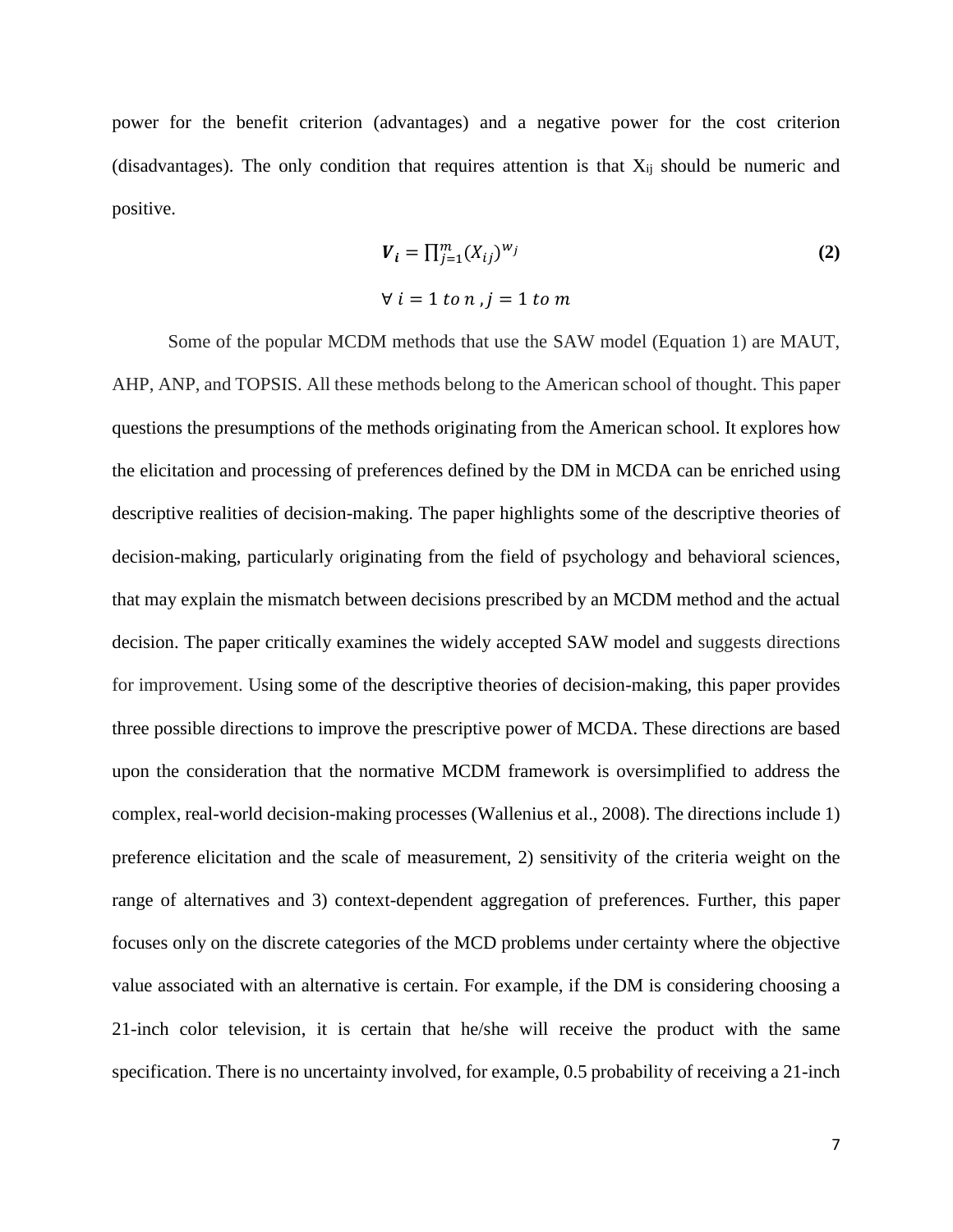power for the benefit criterion (advantages) and a negative power for the cost criterion (disadvantages). The only condition that requires attention is that $X_{ij}$ should be numeric and positive.

$$\boldsymbol{V_i} = \prod_{j=1}^{m} (X_{ij})^{w_j} \tag{2}$$

$$\forall\ i = 1\ to\ n\ , j = 1\ to\ m$$

Some of the popular MCDM methods that use the SAW model (Equation 1) are MAUT, AHP, ANP, and TOPSIS. All these methods belong to the American school of thought. This paper questions the presumptions of the methods originating from the American school. It explores how the elicitation and processing of preferences defined by the DM in MCDA can be enriched using descriptive realities of decision-making. The paper highlights some of the descriptive theories of decision-making, particularly originating from the field of psychology and behavioral sciences, that may explain the mismatch between decisions prescribed by an MCDM method and the actual decision. The paper critically examines the widely accepted SAW model and suggests directions for improvement. Using some of the descriptive theories of decision-making, this paper provides three possible directions to improve the prescriptive power of MCDA. These directions are based upon the consideration that the normative MCDM framework is oversimplified to address the complex, real-world decision-making processes (Wallenius et al., 2008). The directions include 1) preference elicitation and the scale of measurement, 2) sensitivity of the criteria weight on the range of alternatives and 3) context-dependent aggregation of preferences. Further, this paper focuses only on the discrete categories of the MCD problems under certainty where the objective value associated with an alternative is certain. For example, if the DM is considering choosing a 21-inch color television, it is certain that he/she will receive the product with the same specification. There is no uncertainty involved, for example, 0.5 probability of receiving a 21-inch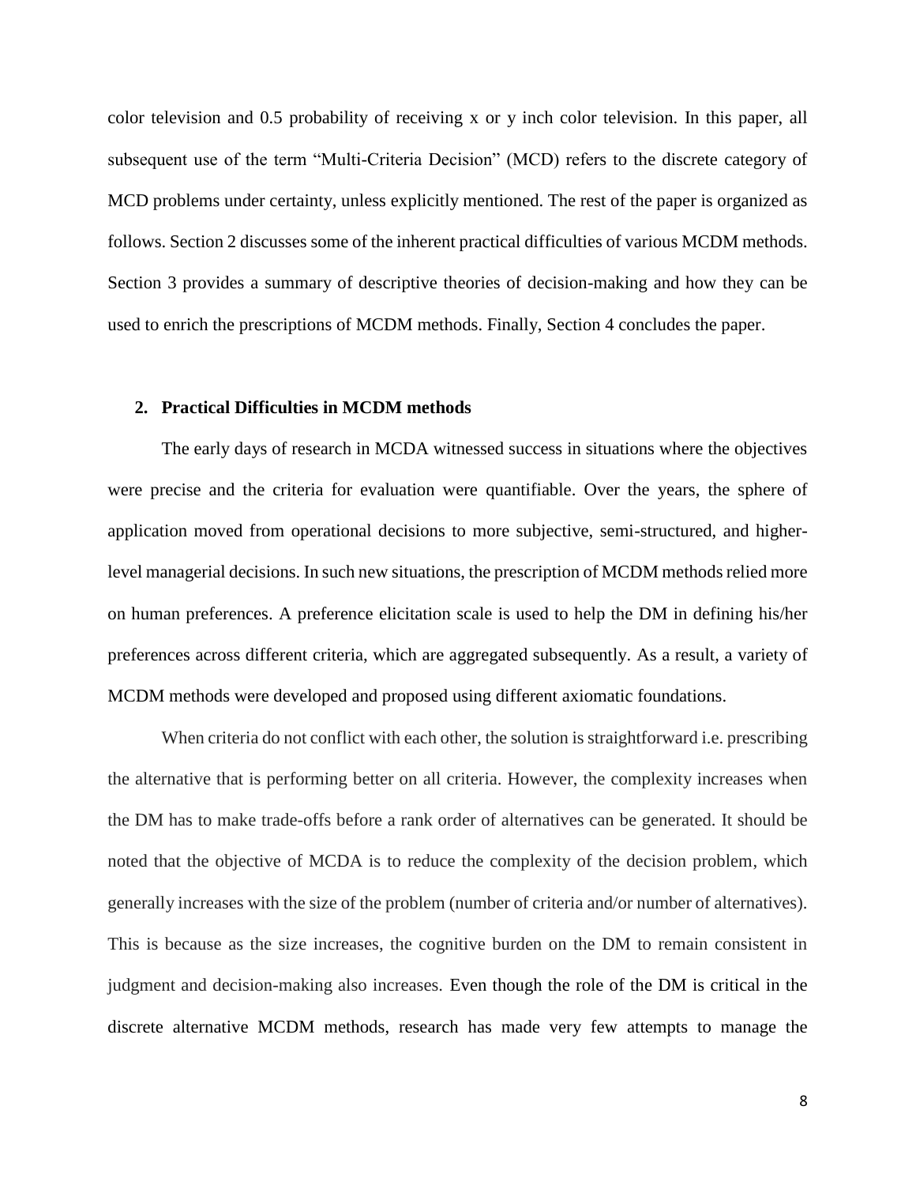color television and 0.5 probability of receiving x or y inch color television. In this paper, all subsequent use of the term "Multi-Criteria Decision" (MCD) refers to the discrete category of MCD problems under certainty, unless explicitly mentioned. The rest of the paper is organized as follows. Section 2 discusses some of the inherent practical difficulties of various MCDM methods. Section 3 provides a summary of descriptive theories of decision-making and how they can be used to enrich the prescriptions of MCDM methods. Finally, Section 4 concludes the paper.

## 2. Practical Difficulties in MCDM methods

The early days of research in MCDA witnessed success in situations where the objectives were precise and the criteria for evaluation were quantifiable. Over the years, the sphere of application moved from operational decisions to more subjective, semi-structured, and higher-level managerial decisions. In such new situations, the prescription of MCDM methods relied more on human preferences. A preference elicitation scale is used to help the DM in defining his/her preferences across different criteria, which are aggregated subsequently. As a result, a variety of MCDM methods were developed and proposed using different axiomatic foundations.

When criteria do not conflict with each other, the solution is straightforward i.e. prescribing the alternative that is performing better on all criteria. However, the complexity increases when the DM has to make trade-offs before a rank order of alternatives can be generated. It should be noted that the objective of MCDA is to reduce the complexity of the decision problem, which generally increases with the size of the problem (number of criteria and/or number of alternatives). This is because as the size increases, the cognitive burden on the DM to remain consistent in judgment and decision-making also increases. Even though the role of the DM is critical in the discrete alternative MCDM methods, research has made very few attempts to manage the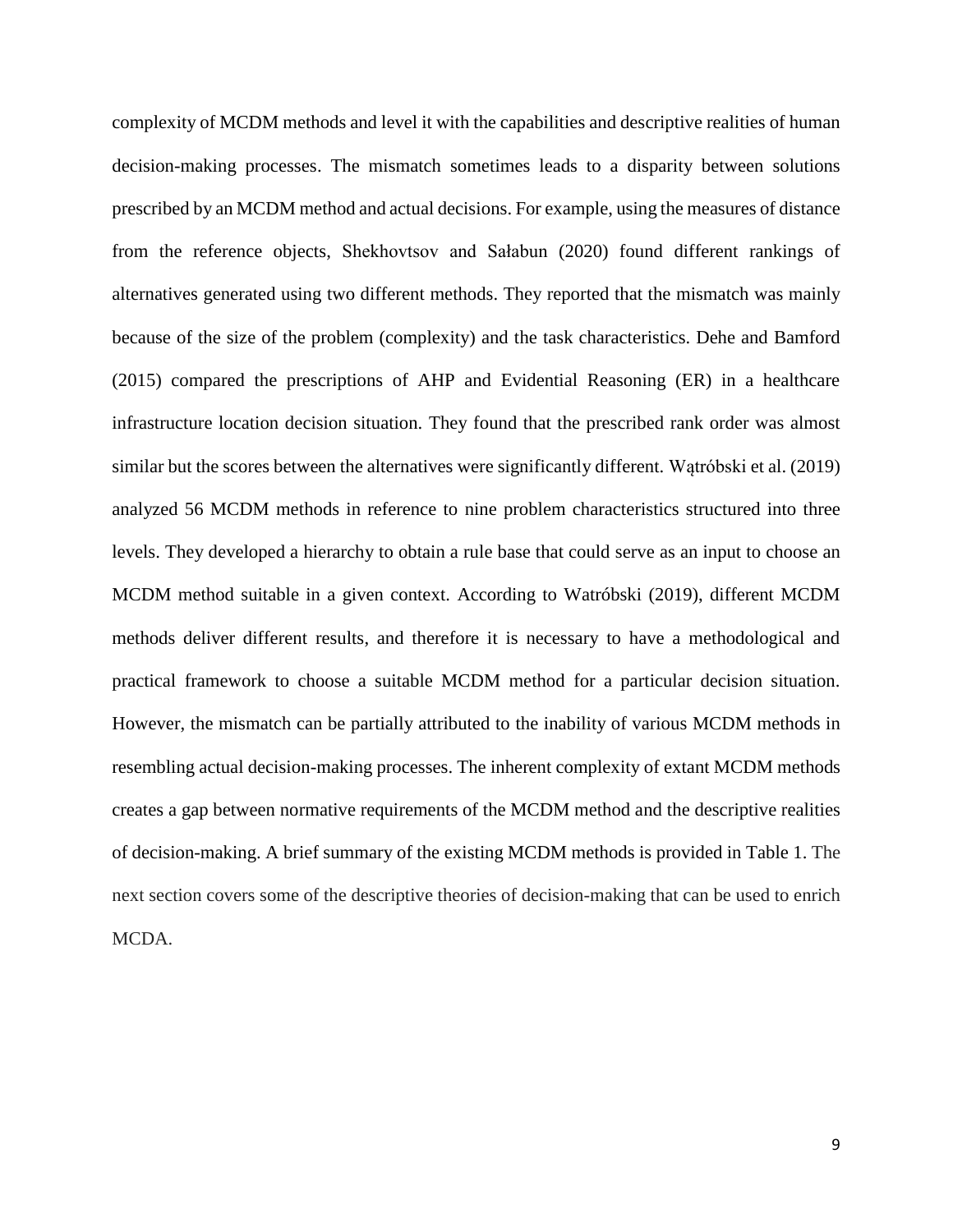complexity of MCDM methods and level it with the capabilities and descriptive realities of human decision-making processes. The mismatch sometimes leads to a disparity between solutions prescribed by an MCDM method and actual decisions. For example, using the measures of distance from the reference objects, Shekhovtsov and Sałabun (2020) found different rankings of alternatives generated using two different methods. They reported that the mismatch was mainly because of the size of the problem (complexity) and the task characteristics. Dehe and Bamford (2015) compared the prescriptions of AHP and Evidential Reasoning (ER) in a healthcare infrastructure location decision situation. They found that the prescribed rank order was almost similar but the scores between the alternatives were significantly different. Wątróbski et al. (2019) analyzed 56 MCDM methods in reference to nine problem characteristics structured into three levels. They developed a hierarchy to obtain a rule base that could serve as an input to choose an MCDM method suitable in a given context. According to Watróbski (2019), different MCDM methods deliver different results, and therefore it is necessary to have a methodological and practical framework to choose a suitable MCDM method for a particular decision situation. However, the mismatch can be partially attributed to the inability of various MCDM methods in resembling actual decision-making processes. The inherent complexity of extant MCDM methods creates a gap between normative requirements of the MCDM method and the descriptive realities of decision-making. A brief summary of the existing MCDM methods is provided in Table 1. The next section covers some of the descriptive theories of decision-making that can be used to enrich MCDA.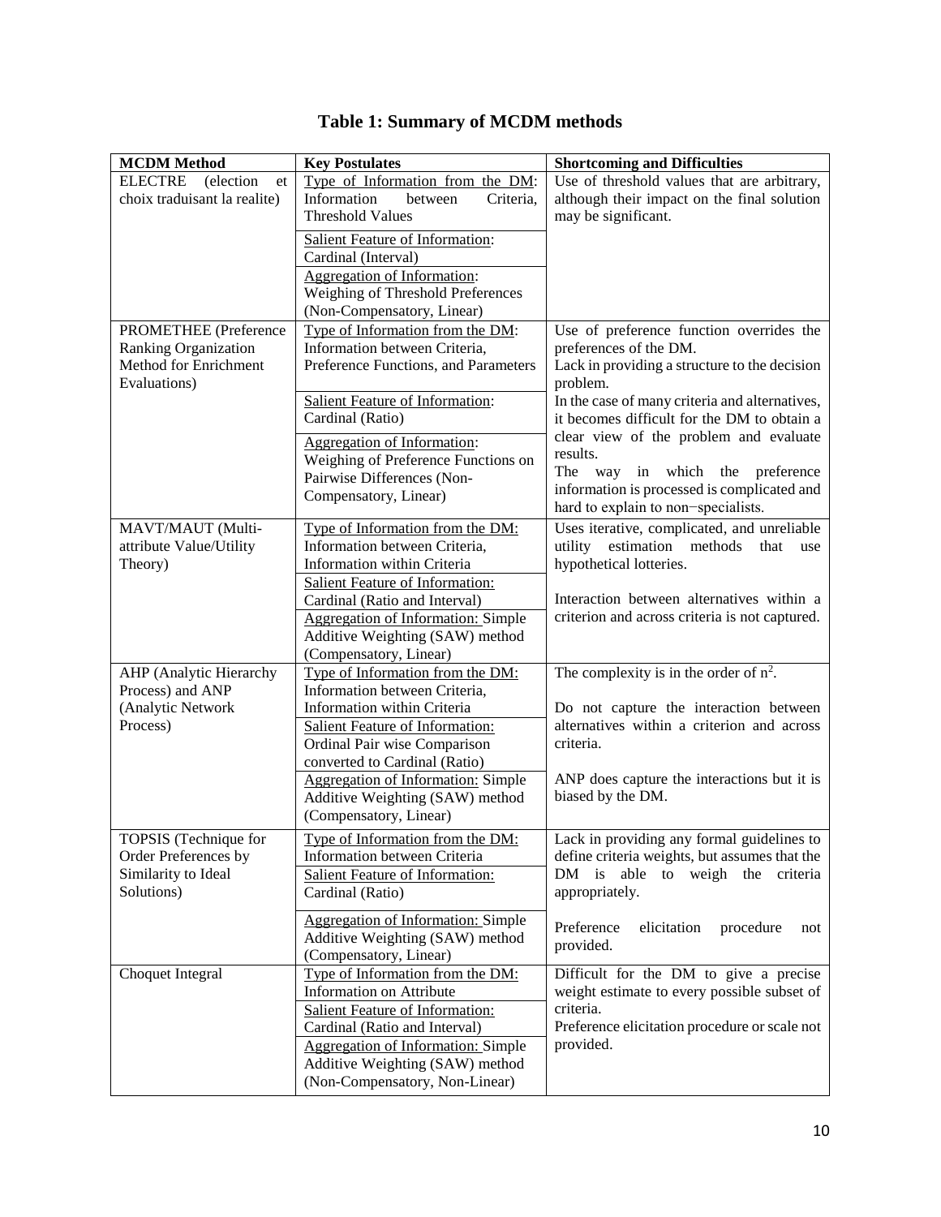# Table 1: Summary of MCDM methods

| MCDM Method | Key Postulates | Shortcoming and Difficulties |
| --- | --- | --- |
| ELECTRE (election et choix traduisant la realite) | Type of Information from the DM: Information between Criteria, Threshold Values<br>Salient Feature of Information: Cardinal (Interval)<br>Aggregation of Information: Weighing of Threshold Preferences (Non-Compensatory, Linear) | Use of threshold values that are arbitrary, although their impact on the final solution may be significant. |
| PROMETHEE (Preference Ranking Organization Method for Enrichment Evaluations) | Type of Information from the DM: Information between Criteria, Preference Functions, and Parameters<br>Salient Feature of Information: Cardinal (Ratio)<br>Aggregation of Information: Weighing of Preference Functions on Pairwise Differences (Non-Compensatory, Linear) | Use of preference function overrides the preferences of the DM.<br>Lack in providing a structure to the decision problem.<br>In the case of many criteria and alternatives, it becomes difficult for the DM to obtain a clear view of the problem and evaluate results.<br>The way in which the preference information is processed is complicated and hard to explain to non−specialists. |
| MAVT/MAUT (Multi-attribute Value/Utility Theory) | Type of Information from the DM: Information between Criteria, Information within Criteria<br>Salient Feature of Information: Cardinal (Ratio and Interval)<br>Aggregation of Information: Simple Additive Weighting (SAW) method (Compensatory, Linear) | Uses iterative, complicated, and unreliable utility estimation methods that use hypothetical lotteries.<br><br>Interaction between alternatives within a criterion and across criteria is not captured. |
| AHP (Analytic Hierarchy Process) and ANP (Analytic Network Process) | Type of Information from the DM: Information between Criteria, Information within Criteria<br>Salient Feature of Information: Ordinal Pair wise Comparison converted to Cardinal (Ratio)<br>Aggregation of Information: Simple Additive Weighting (SAW) method (Compensatory, Linear) | The complexity is in the order of $n^2$.<br><br>Do not capture the interaction between alternatives within a criterion and across criteria.<br><br>ANP does capture the interactions but it is biased by the DM. |
| TOPSIS (Technique for Order Preferences by Similarity to Ideal Solutions) | Type of Information from the DM: Information between Criteria<br>Salient Feature of Information: Cardinal (Ratio)<br>Aggregation of Information: Simple Additive Weighting (SAW) method (Compensatory, Linear) | Lack in providing any formal guidelines to define criteria weights, but assumes that the DM is able to weigh the criteria appropriately.<br><br>Preference elicitation procedure not provided. |
| Choquet Integral | Type of Information from the DM: Information on Attribute<br>Salient Feature of Information: Cardinal (Ratio and Interval)<br>Aggregation of Information: Simple Additive Weighting (SAW) method (Non-Compensatory, Non-Linear) | Difficult for the DM to give a precise weight estimate to every possible subset of criteria.<br>Preference elicitation procedure or scale not provided. |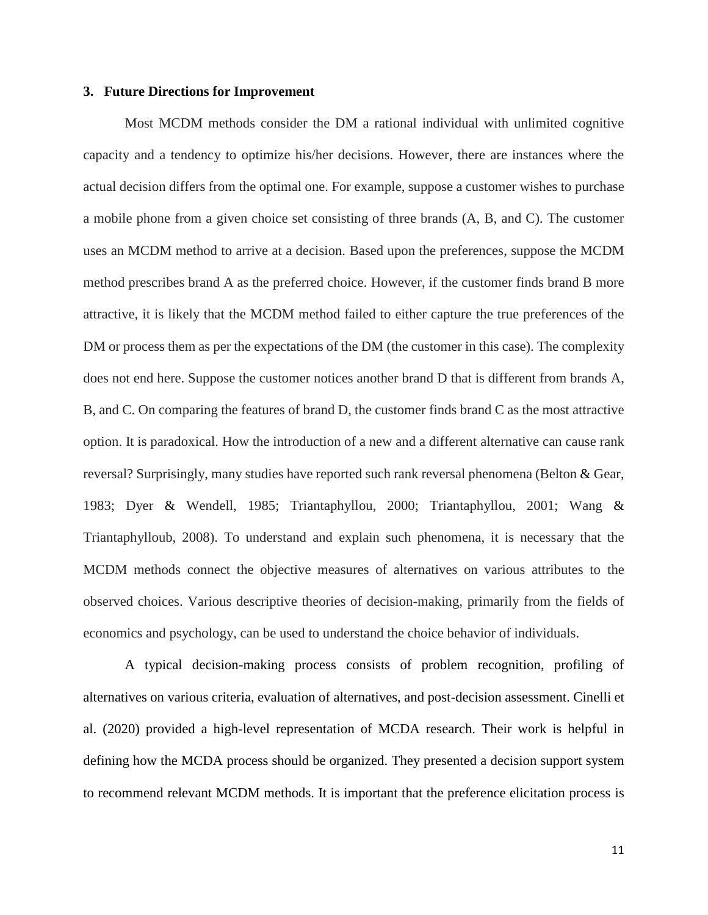## 3. Future Directions for Improvement

Most MCDM methods consider the DM a rational individual with unlimited cognitive capacity and a tendency to optimize his/her decisions. However, there are instances where the actual decision differs from the optimal one. For example, suppose a customer wishes to purchase a mobile phone from a given choice set consisting of three brands (A, B, and C). The customer uses an MCDM method to arrive at a decision. Based upon the preferences, suppose the MCDM method prescribes brand A as the preferred choice. However, if the customer finds brand B more attractive, it is likely that the MCDM method failed to either capture the true preferences of the DM or process them as per the expectations of the DM (the customer in this case). The complexity does not end here. Suppose the customer notices another brand D that is different from brands A, B, and C. On comparing the features of brand D, the customer finds brand C as the most attractive option. It is paradoxical. How the introduction of a new and a different alternative can cause rank reversal? Surprisingly, many studies have reported such rank reversal phenomena (Belton & Gear, 1983; Dyer & Wendell, 1985; Triantaphyllou, 2000; Triantaphyllou, 2001; Wang & Triantaphylloub, 2008). To understand and explain such phenomena, it is necessary that the MCDM methods connect the objective measures of alternatives on various attributes to the observed choices. Various descriptive theories of decision-making, primarily from the fields of economics and psychology, can be used to understand the choice behavior of individuals.

A typical decision-making process consists of problem recognition, profiling of alternatives on various criteria, evaluation of alternatives, and post-decision assessment. Cinelli et al. (2020) provided a high-level representation of MCDA research. Their work is helpful in defining how the MCDA process should be organized. They presented a decision support system to recommend relevant MCDM methods. It is important that the preference elicitation process is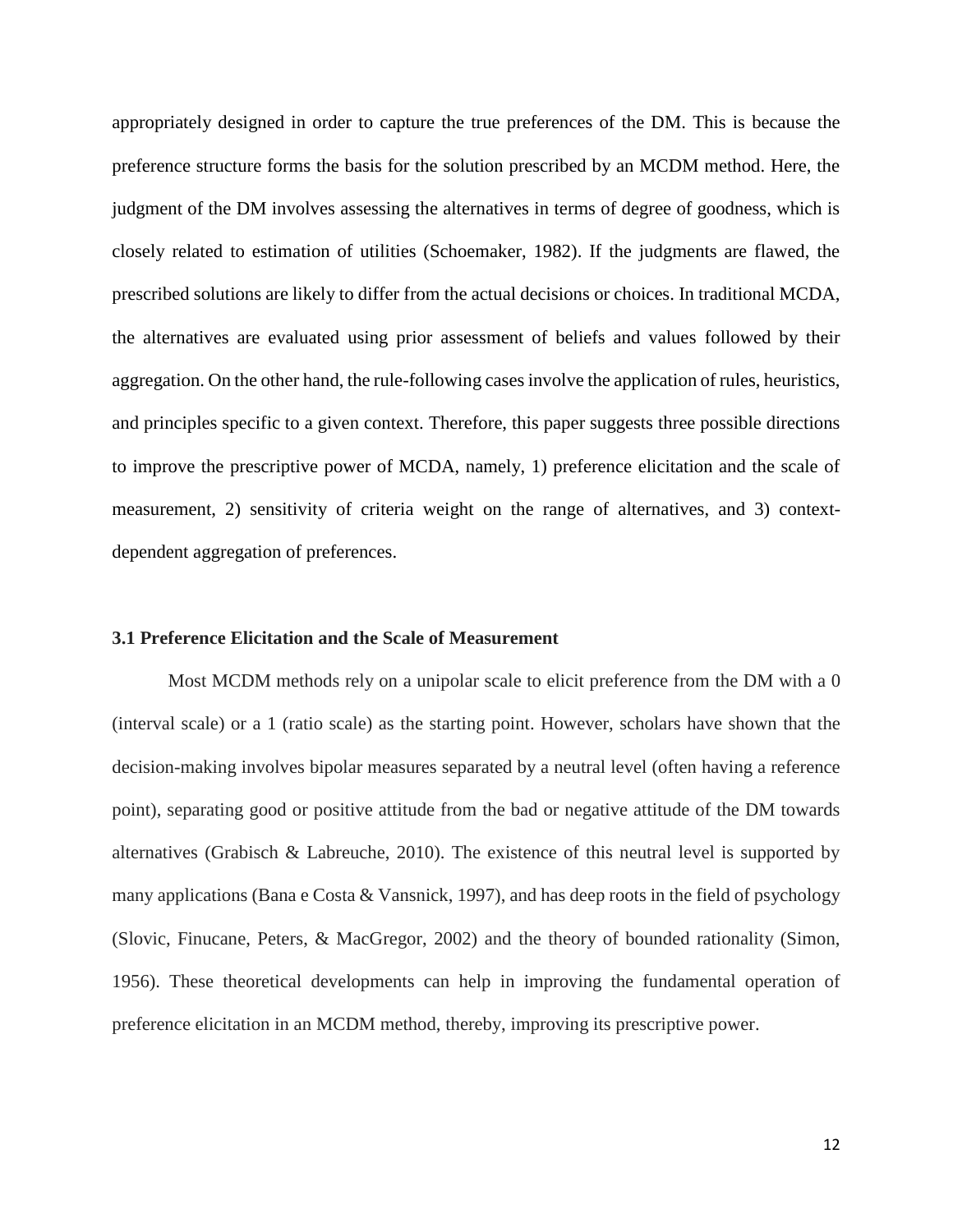appropriately designed in order to capture the true preferences of the DM. This is because the preference structure forms the basis for the solution prescribed by an MCDM method. Here, the judgment of the DM involves assessing the alternatives in terms of degree of goodness, which is closely related to estimation of utilities (Schoemaker, 1982). If the judgments are flawed, the prescribed solutions are likely to differ from the actual decisions or choices. In traditional MCDA, the alternatives are evaluated using prior assessment of beliefs and values followed by their aggregation. On the other hand, the rule-following cases involve the application of rules, heuristics, and principles specific to a given context. Therefore, this paper suggests three possible directions to improve the prescriptive power of MCDA, namely, 1) preference elicitation and the scale of measurement, 2) sensitivity of criteria weight on the range of alternatives, and 3) context-dependent aggregation of preferences.

### 3.1 Preference Elicitation and the Scale of Measurement

Most MCDM methods rely on a unipolar scale to elicit preference from the DM with a 0 (interval scale) or a 1 (ratio scale) as the starting point. However, scholars have shown that the decision-making involves bipolar measures separated by a neutral level (often having a reference point), separating good or positive attitude from the bad or negative attitude of the DM towards alternatives (Grabisch & Labreuche, 2010). The existence of this neutral level is supported by many applications (Bana e Costa & Vansnick, 1997), and has deep roots in the field of psychology (Slovic, Finucane, Peters, & MacGregor, 2002) and the theory of bounded rationality (Simon, 1956). These theoretical developments can help in improving the fundamental operation of preference elicitation in an MCDM method, thereby, improving its prescriptive power.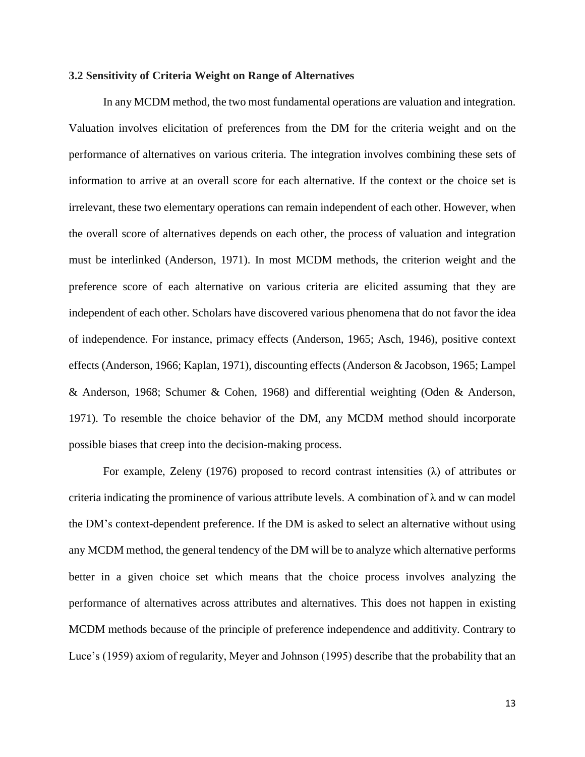### 3.2 Sensitivity of Criteria Weight on Range of Alternatives

In any MCDM method, the two most fundamental operations are valuation and integration. Valuation involves elicitation of preferences from the DM for the criteria weight and on the performance of alternatives on various criteria. The integration involves combining these sets of information to arrive at an overall score for each alternative. If the context or the choice set is irrelevant, these two elementary operations can remain independent of each other. However, when the overall score of alternatives depends on each other, the process of valuation and integration must be interlinked (Anderson, 1971). In most MCDM methods, the criterion weight and the preference score of each alternative on various criteria are elicited assuming that they are independent of each other. Scholars have discovered various phenomena that do not favor the idea of independence. For instance, primacy effects (Anderson, 1965; Asch, 1946), positive context effects (Anderson, 1966; Kaplan, 1971), discounting effects (Anderson & Jacobson, 1965; Lampel & Anderson, 1968; Schumer & Cohen, 1968) and differential weighting (Oden & Anderson, 1971). To resemble the choice behavior of the DM, any MCDM method should incorporate possible biases that creep into the decision-making process.

For example, Zeleny (1976) proposed to record contrast intensities ($\lambda$) of attributes or criteria indicating the prominence of various attribute levels. A combination of $\lambda$ and w can model the DM's context-dependent preference. If the DM is asked to select an alternative without using any MCDM method, the general tendency of the DM will be to analyze which alternative performs better in a given choice set which means that the choice process involves analyzing the performance of alternatives across attributes and alternatives. This does not happen in existing MCDM methods because of the principle of preference independence and additivity. Contrary to Luce's (1959) axiom of regularity, Meyer and Johnson (1995) describe that the probability that an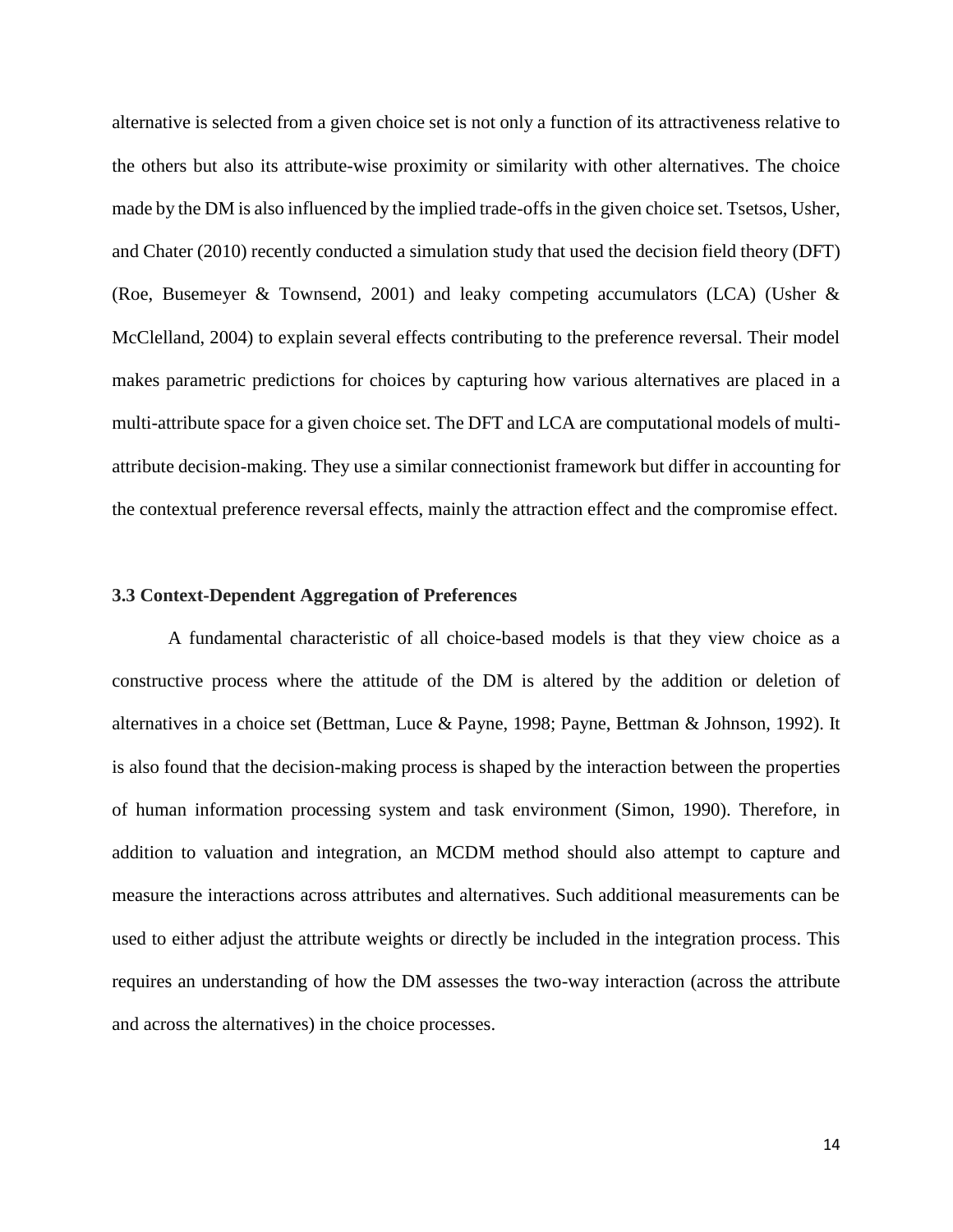alternative is selected from a given choice set is not only a function of its attractiveness relative to the others but also its attribute-wise proximity or similarity with other alternatives. The choice made by the DM is also influenced by the implied trade-offs in the given choice set. Tsetsos, Usher, and Chater (2010) recently conducted a simulation study that used the decision field theory (DFT) (Roe, Busemeyer & Townsend, 2001) and leaky competing accumulators (LCA) (Usher & McClelland, 2004) to explain several effects contributing to the preference reversal. Their model makes parametric predictions for choices by capturing how various alternatives are placed in a multi-attribute space for a given choice set. The DFT and LCA are computational models of multi-attribute decision-making. They use a similar connectionist framework but differ in accounting for the contextual preference reversal effects, mainly the attraction effect and the compromise effect.

### 3.3 Context-Dependent Aggregation of Preferences

A fundamental characteristic of all choice-based models is that they view choice as a constructive process where the attitude of the DM is altered by the addition or deletion of alternatives in a choice set (Bettman, Luce & Payne, 1998; Payne, Bettman & Johnson, 1992). It is also found that the decision-making process is shaped by the interaction between the properties of human information processing system and task environment (Simon, 1990). Therefore, in addition to valuation and integration, an MCDM method should also attempt to capture and measure the interactions across attributes and alternatives. Such additional measurements can be used to either adjust the attribute weights or directly be included in the integration process. This requires an understanding of how the DM assesses the two-way interaction (across the attribute and across the alternatives) in the choice processes.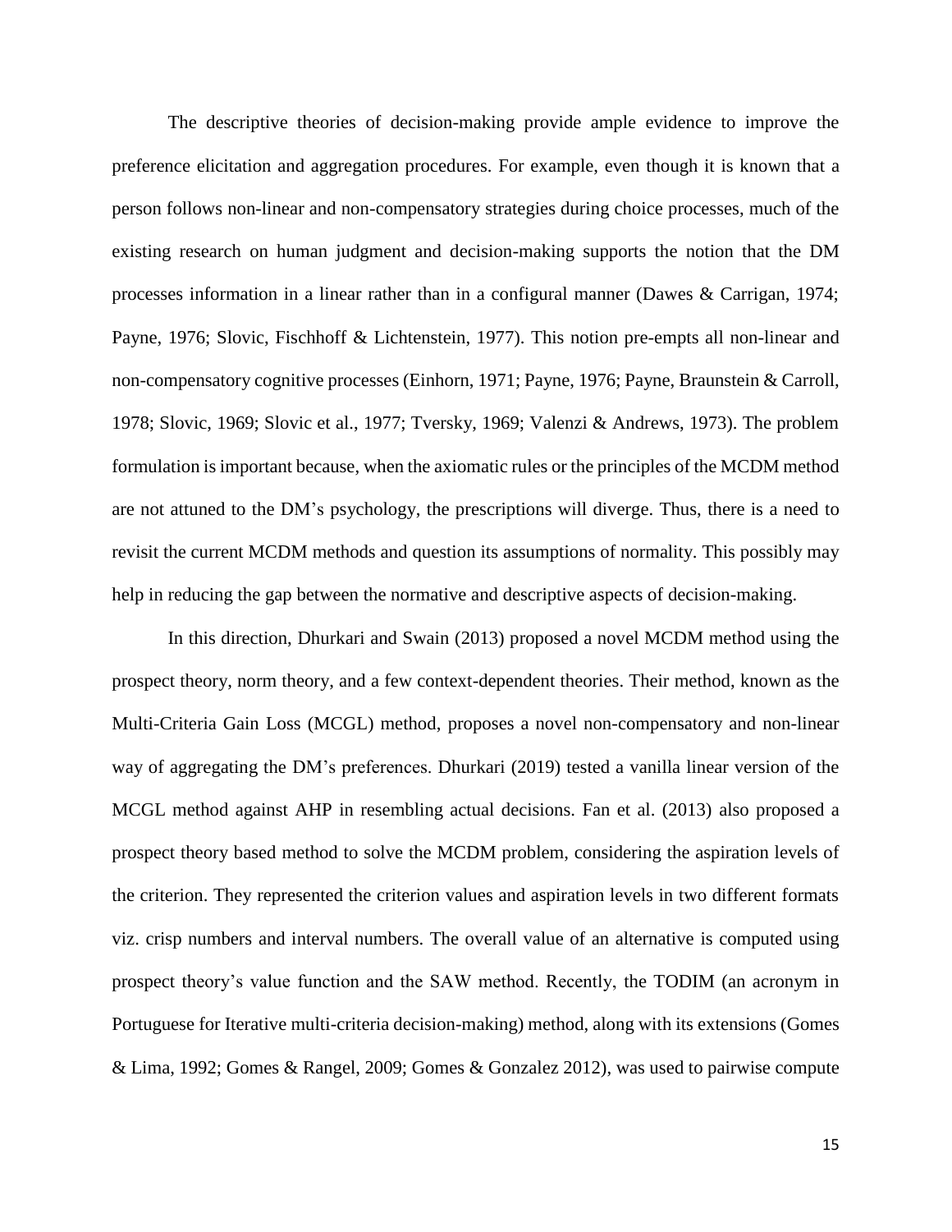The descriptive theories of decision-making provide ample evidence to improve the preference elicitation and aggregation procedures. For example, even though it is known that a person follows non-linear and non-compensatory strategies during choice processes, much of the existing research on human judgment and decision-making supports the notion that the DM processes information in a linear rather than in a configural manner (Dawes & Carrigan, 1974; Payne, 1976; Slovic, Fischhoff & Lichtenstein, 1977). This notion pre-empts all non-linear and non-compensatory cognitive processes (Einhorn, 1971; Payne, 1976; Payne, Braunstein & Carroll, 1978; Slovic, 1969; Slovic et al., 1977; Tversky, 1969; Valenzi & Andrews, 1973). The problem formulation is important because, when the axiomatic rules or the principles of the MCDM method are not attuned to the DM's psychology, the prescriptions will diverge. Thus, there is a need to revisit the current MCDM methods and question its assumptions of normality. This possibly may help in reducing the gap between the normative and descriptive aspects of decision-making.

In this direction, Dhurkari and Swain (2013) proposed a novel MCDM method using the prospect theory, norm theory, and a few context-dependent theories. Their method, known as the Multi-Criteria Gain Loss (MCGL) method, proposes a novel non-compensatory and non-linear way of aggregating the DM's preferences. Dhurkari (2019) tested a vanilla linear version of the MCGL method against AHP in resembling actual decisions. Fan et al. (2013) also proposed a prospect theory based method to solve the MCDM problem, considering the aspiration levels of the criterion. They represented the criterion values and aspiration levels in two different formats viz. crisp numbers and interval numbers. The overall value of an alternative is computed using prospect theory's value function and the SAW method. Recently, the TODIM (an acronym in Portuguese for Iterative multi-criteria decision-making) method, along with its extensions (Gomes & Lima, 1992; Gomes & Rangel, 2009; Gomes & Gonzalez 2012), was used to pairwise compute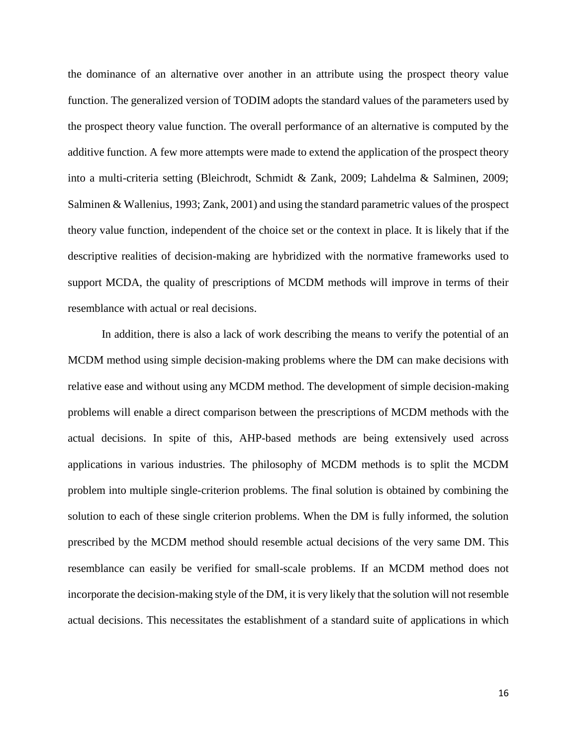the dominance of an alternative over another in an attribute using the prospect theory value function. The generalized version of TODIM adopts the standard values of the parameters used by the prospect theory value function. The overall performance of an alternative is computed by the additive function. A few more attempts were made to extend the application of the prospect theory into a multi-criteria setting (Bleichrodt, Schmidt & Zank, 2009; Lahdelma & Salminen, 2009; Salminen & Wallenius, 1993; Zank, 2001) and using the standard parametric values of the prospect theory value function, independent of the choice set or the context in place. It is likely that if the descriptive realities of decision-making are hybridized with the normative frameworks used to support MCDA, the quality of prescriptions of MCDM methods will improve in terms of their resemblance with actual or real decisions.

In addition, there is also a lack of work describing the means to verify the potential of an MCDM method using simple decision-making problems where the DM can make decisions with relative ease and without using any MCDM method. The development of simple decision-making problems will enable a direct comparison between the prescriptions of MCDM methods with the actual decisions. In spite of this, AHP-based methods are being extensively used across applications in various industries. The philosophy of MCDM methods is to split the MCDM problem into multiple single-criterion problems. The final solution is obtained by combining the solution to each of these single criterion problems. When the DM is fully informed, the solution prescribed by the MCDM method should resemble actual decisions of the very same DM. This resemblance can easily be verified for small-scale problems. If an MCDM method does not incorporate the decision-making style of the DM, it is very likely that the solution will not resemble actual decisions. This necessitates the establishment of a standard suite of applications in which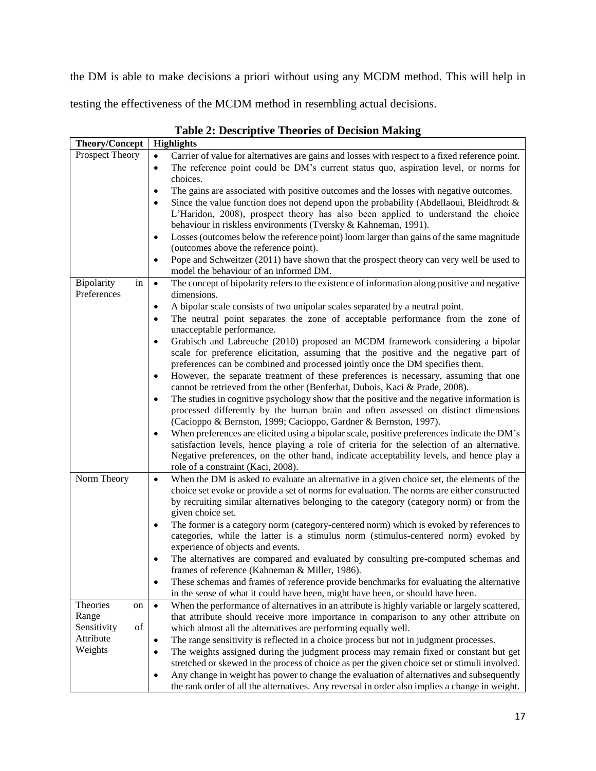the DM is able to make decisions a priori without using any MCDM method. This will help in testing the effectiveness of the MCDM method in resembling actual decisions.

**Table 2: Descriptive Theories of Decision Making**

| Theory/Concept | Highlights |
|---|---|
| Prospect Theory | • Carrier of value for alternatives are gains and losses with respect to a fixed reference point.<br>• The reference point could be DM's current status quo, aspiration level, or norms for choices.<br>• The gains are associated with positive outcomes and the losses with negative outcomes.<br>• Since the value function does not depend upon the probability (Abdellaoui, Bleidhrodt & L'Haridon, 2008), prospect theory has also been applied to understand the choice behaviour in riskless environments (Tversky & Kahneman, 1991).<br>• Losses (outcomes below the reference point) loom larger than gains of the same magnitude (outcomes above the reference point).<br>• Pope and Schweitzer (2011) have shown that the prospect theory can very well be used to model the behaviour of an informed DM. |
| Bipolarity in Preferences | • The concept of bipolarity refers to the existence of information along positive and negative dimensions.<br>• A bipolar scale consists of two unipolar scales separated by a neutral point.<br>• The neutral point separates the zone of acceptable performance from the zone of unacceptable performance.<br>• Grabisch and Labreuche (2010) proposed an MCDM framework considering a bipolar scale for preference elicitation, assuming that the positive and the negative part of preferences can be combined and processed jointly once the DM specifies them.<br>• However, the separate treatment of these preferences is necessary, assuming that one cannot be retrieved from the other (Benferhat, Dubois, Kaci & Prade, 2008).<br>• The studies in cognitive psychology show that the positive and the negative information is processed differently by the human brain and often assessed on distinct dimensions (Cacioppo & Bernston, 1999; Cacioppo, Gardner & Bernston, 1997).<br>• When preferences are elicited using a bipolar scale, positive preferences indicate the DM's satisfaction levels, hence playing a role of criteria for the selection of an alternative. Negative preferences, on the other hand, indicate acceptability levels, and hence play a role of a constraint (Kaci, 2008). |
| Norm Theory | • When the DM is asked to evaluate an alternative in a given choice set, the elements of the choice set evoke or provide a set of norms for evaluation. The norms are either constructed by recruiting similar alternatives belonging to the category (category norm) or from the given choice set.<br>• The former is a category norm (category-centered norm) which is evoked by references to categories, while the latter is a stimulus norm (stimulus-centered norm) evoked by experience of objects and events.<br>• The alternatives are compared and evaluated by consulting pre-computed schemas and frames of reference (Kahneman & Miller, 1986).<br>• These schemas and frames of reference provide benchmarks for evaluating the alternative in the sense of what it could have been, might have been, or should have been. |
| Theories on Range Sensitivity of Attribute Weights | • When the performance of alternatives in an attribute is highly variable or largely scattered, that attribute should receive more importance in comparison to any other attribute on which almost all the alternatives are performing equally well.<br>• The range sensitivity is reflected in a choice process but not in judgment processes.<br>• The weights assigned during the judgment process may remain fixed or constant but get stretched or skewed in the process of choice as per the given choice set or stimuli involved.<br>• Any change in weight has power to change the evaluation of alternatives and subsequently the rank order of all the alternatives. Any reversal in order also implies a change in weight. |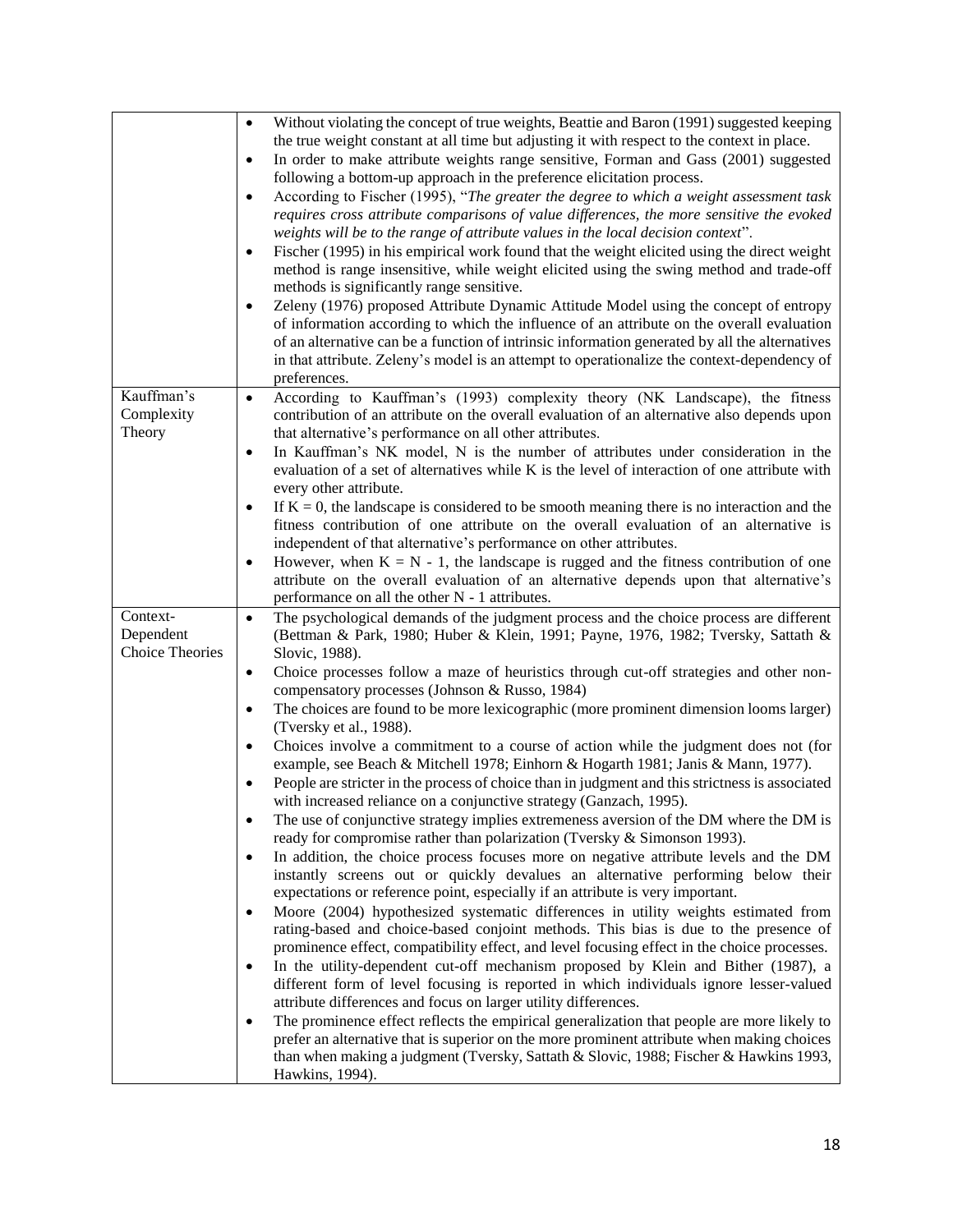| | |
|---|---|
| | • Without violating the concept of true weights, Beattie and Baron (1991) suggested keeping the true weight constant at all time but adjusting it with respect to the context in place.<br>• In order to make attribute weights range sensitive, Forman and Gass (2001) suggested following a bottom-up approach in the preference elicitation process.<br>• According to Fischer (1995), "*The greater the degree to which a weight assessment task requires cross attribute comparisons of value differences, the more sensitive the evoked weights will be to the range of attribute values in the local decision context*".<br>• Fischer (1995) in his empirical work found that the weight elicited using the direct weight method is range insensitive, while weight elicited using the swing method and trade-off methods is significantly range sensitive.<br>• Zeleny (1976) proposed Attribute Dynamic Attitude Model using the concept of entropy of information according to which the influence of an attribute on the overall evaluation of an alternative can be a function of intrinsic information generated by all the alternatives in that attribute. Zeleny's model is an attempt to operationalize the context-dependency of preferences. |
| Kauffman's Complexity Theory | • According to Kauffman's (1993) complexity theory (NK Landscape), the fitness contribution of an attribute on the overall evaluation of an alternative also depends upon that alternative's performance on all other attributes.<br>• In Kauffman's NK model, N is the number of attributes under consideration in the evaluation of a set of alternatives while K is the level of interaction of one attribute with every other attribute.<br>• If $K = 0$, the landscape is considered to be smooth meaning there is no interaction and the fitness contribution of one attribute on the overall evaluation of an alternative is independent of that alternative's performance on other attributes.<br>• However, when $K = N - 1$, the landscape is rugged and the fitness contribution of one attribute on the overall evaluation of an alternative depends upon that alternative's performance on all the other $N - 1$ attributes. |
| Context-Dependent Choice Theories | • The psychological demands of the judgment process and the choice process are different (Bettman & Park, 1980; Huber & Klein, 1991; Payne, 1976, 1982; Tversky, Sattath & Slovic, 1988).<br>• Choice processes follow a maze of heuristics through cut-off strategies and other non-compensatory processes (Johnson & Russo, 1984)<br>• The choices are found to be more lexicographic (more prominent dimension looms larger) (Tversky et al., 1988).<br>• Choices involve a commitment to a course of action while the judgment does not (for example, see Beach & Mitchell 1978; Einhorn & Hogarth 1981; Janis & Mann, 1977).<br>• People are stricter in the process of choice than in judgment and this strictness is associated with increased reliance on a conjunctive strategy (Ganzach, 1995).<br>• The use of conjunctive strategy implies extremeness aversion of the DM where the DM is ready for compromise rather than polarization (Tversky & Simonson 1993).<br>• In addition, the choice process focuses more on negative attribute levels and the DM instantly screens out or quickly devalues an alternative performing below their expectations or reference point, especially if an attribute is very important.<br>• Moore (2004) hypothesized systematic differences in utility weights estimated from rating-based and choice-based conjoint methods. This bias is due to the presence of prominence effect, compatibility effect, and level focusing effect in the choice processes.<br>• In the utility-dependent cut-off mechanism proposed by Klein and Bither (1987), a different form of level focusing is reported in which individuals ignore lesser-valued attribute differences and focus on larger utility differences.<br>• The prominence effect reflects the empirical generalization that people are more likely to prefer an alternative that is superior on the more prominent attribute when making choices than when making a judgment (Tversky, Sattath & Slovic, 1988; Fischer & Hawkins 1993, Hawkins, 1994). |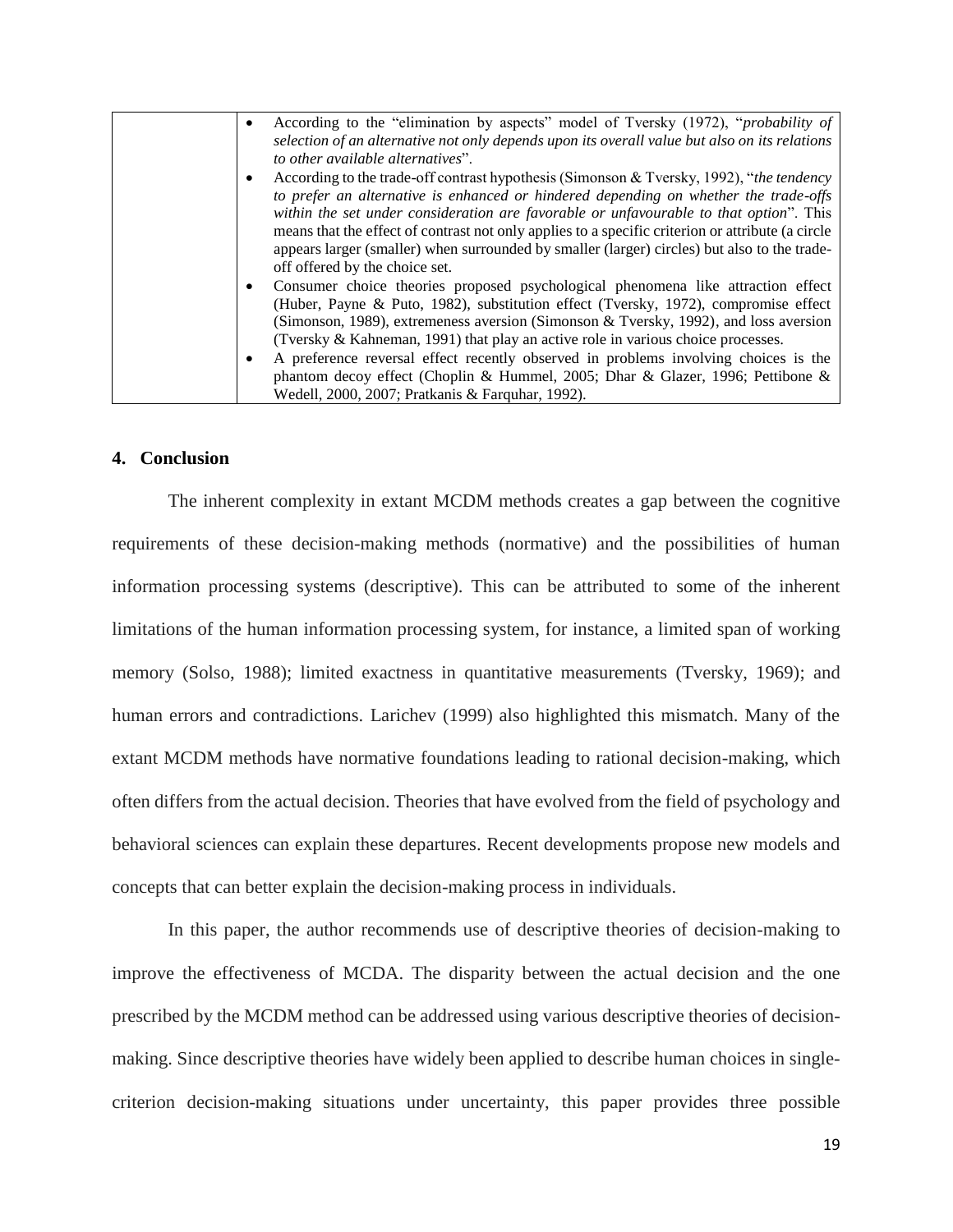| | • According to the "elimination by aspects" model of Tversky (1972), "*probability of selection of an alternative not only depends upon its overall value but also on its relations to other available alternatives*".<br>• According to the trade-off contrast hypothesis (Simonson & Tversky, 1992), "*the tendency to prefer an alternative is enhanced or hindered depending on whether the trade-offs within the set under consideration are favorable or unfavourable to that option*". This means that the effect of contrast not only applies to a specific criterion or attribute (a circle appears larger (smaller) when surrounded by smaller (larger) circles) but also to the trade-off offered by the choice set.<br>• Consumer choice theories proposed psychological phenomena like attraction effect (Huber, Payne & Puto, 1982), substitution effect (Tversky, 1972), compromise effect (Simonson, 1989), extremeness aversion (Simonson & Tversky, 1992), and loss aversion (Tversky & Kahneman, 1991) that play an active role in various choice processes.<br>• A preference reversal effect recently observed in problems involving choices is the phantom decoy effect (Choplin & Hummel, 2005; Dhar & Glazer, 1996; Pettibone & Wedell, 2000, 2007; Pratkanis & Farquhar, 1992). |
|---|---|

## 4. Conclusion

The inherent complexity in extant MCDM methods creates a gap between the cognitive requirements of these decision-making methods (normative) and the possibilities of human information processing systems (descriptive). This can be attributed to some of the inherent limitations of the human information processing system, for instance, a limited span of working memory (Solso, 1988); limited exactness in quantitative measurements (Tversky, 1969); and human errors and contradictions. Larichev (1999) also highlighted this mismatch. Many of the extant MCDM methods have normative foundations leading to rational decision-making, which often differs from the actual decision. Theories that have evolved from the field of psychology and behavioral sciences can explain these departures. Recent developments propose new models and concepts that can better explain the decision-making process in individuals.

In this paper, the author recommends use of descriptive theories of decision-making to improve the effectiveness of MCDA. The disparity between the actual decision and the one prescribed by the MCDM method can be addressed using various descriptive theories of decision-making. Since descriptive theories have widely been applied to describe human choices in single-criterion decision-making situations under uncertainty, this paper provides three possible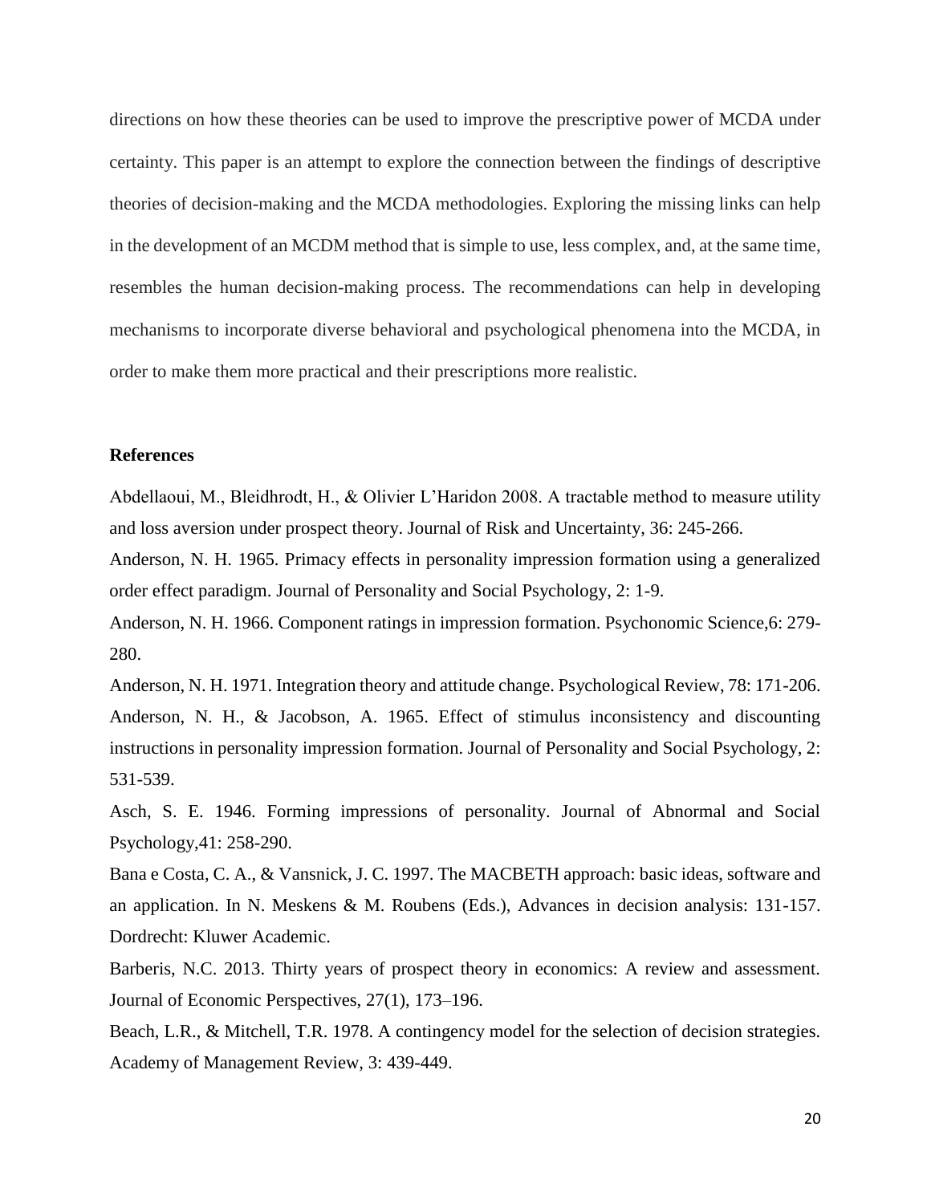directions on how these theories can be used to improve the prescriptive power of MCDA under certainty. This paper is an attempt to explore the connection between the findings of descriptive theories of decision-making and the MCDA methodologies. Exploring the missing links can help in the development of an MCDM method that is simple to use, less complex, and, at the same time, resembles the human decision-making process. The recommendations can help in developing mechanisms to incorporate diverse behavioral and psychological phenomena into the MCDA, in order to make them more practical and their prescriptions more realistic.

**References**

Abdellaoui, M., Bleidhrodt, H., & Olivier L'Haridon 2008. A tractable method to measure utility and loss aversion under prospect theory. Journal of Risk and Uncertainty, 36: 245-266.

Anderson, N. H. 1965. Primacy effects in personality impression formation using a generalized order effect paradigm. Journal of Personality and Social Psychology, 2: 1-9.

Anderson, N. H. 1966. Component ratings in impression formation. Psychonomic Science,6: 279-280.

Anderson, N. H. 1971. Integration theory and attitude change. Psychological Review, 78: 171-206.

Anderson, N. H., & Jacobson, A. 1965. Effect of stimulus inconsistency and discounting instructions in personality impression formation. Journal of Personality and Social Psychology, 2: 531-539.

Asch, S. E. 1946. Forming impressions of personality. Journal of Abnormal and Social Psychology,41: 258-290.

Bana e Costa, C. A., & Vansnick, J. C. 1997. The MACBETH approach: basic ideas, software and an application. In N. Meskens & M. Roubens (Eds.), Advances in decision analysis: 131-157. Dordrecht: Kluwer Academic.

Barberis, N.C. 2013. Thirty years of prospect theory in economics: A review and assessment. Journal of Economic Perspectives, 27(1), 173–196.

Beach, L.R., & Mitchell, T.R. 1978. A contingency model for the selection of decision strategies. Academy of Management Review, 3: 439-449.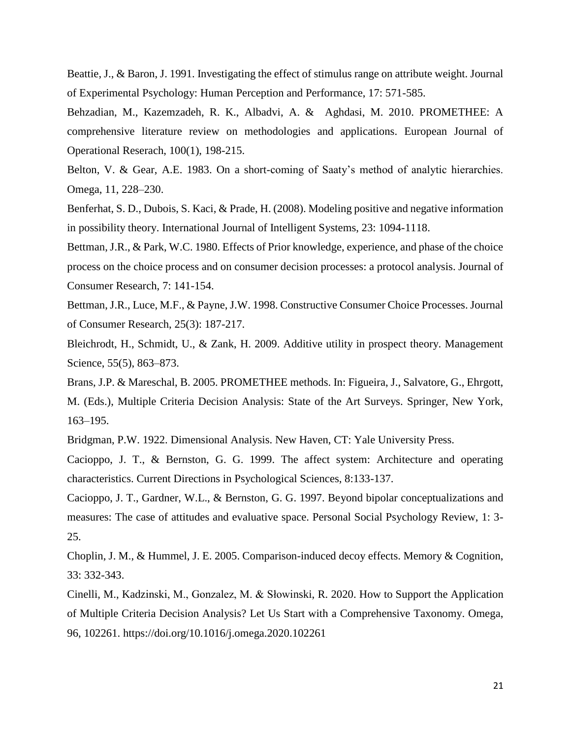Beattie, J., & Baron, J. 1991. Investigating the effect of stimulus range on attribute weight. Journal of Experimental Psychology: Human Perception and Performance, 17: 571-585.

Behzadian, M., Kazemzadeh, R. K., Albadvi, A. & Aghdasi, M. 2010. PROMETHEE: A comprehensive literature review on methodologies and applications. European Journal of Operational Reserach, 100(1), 198-215.

Belton, V. & Gear, A.E. 1983. On a short-coming of Saaty's method of analytic hierarchies. Omega, 11, 228–230.

Benferhat, S. D., Dubois, S. Kaci, & Prade, H. (2008). Modeling positive and negative information in possibility theory. International Journal of Intelligent Systems, 23: 1094-1118.

Bettman, J.R., & Park, W.C. 1980. Effects of Prior knowledge, experience, and phase of the choice process on the choice process and on consumer decision processes: a protocol analysis. Journal of Consumer Research, 7: 141-154.

Bettman, J.R., Luce, M.F., & Payne, J.W. 1998. Constructive Consumer Choice Processes. Journal of Consumer Research, 25(3): 187-217.

Bleichrodt, H., Schmidt, U., & Zank, H. 2009. Additive utility in prospect theory. Management Science, 55(5), 863–873.

Brans, J.P. & Mareschal, B. 2005. PROMETHEE methods. In: Figueira, J., Salvatore, G., Ehrgott, M. (Eds.), Multiple Criteria Decision Analysis: State of the Art Surveys. Springer, New York, 163–195.

Bridgman, P.W. 1922. Dimensional Analysis. New Haven, CT: Yale University Press.

Cacioppo, J. T., & Bernston, G. G. 1999. The affect system: Architecture and operating characteristics. Current Directions in Psychological Sciences, 8:133-137.

Cacioppo, J. T., Gardner, W.L., & Bernston, G. G. 1997. Beyond bipolar conceptualizations and measures: The case of attitudes and evaluative space. Personal Social Psychology Review, 1: 3-25.

Choplin, J. M., & Hummel, J. E. 2005. Comparison-induced decoy effects. Memory & Cognition, 33: 332-343.

Cinelli, M., Kadzinski, M., Gonzalez, M. & Słowinski, R. 2020. How to Support the Application of Multiple Criteria Decision Analysis? Let Us Start with a Comprehensive Taxonomy. Omega, 96, 102261. https://doi.org/10.1016/j.omega.2020.102261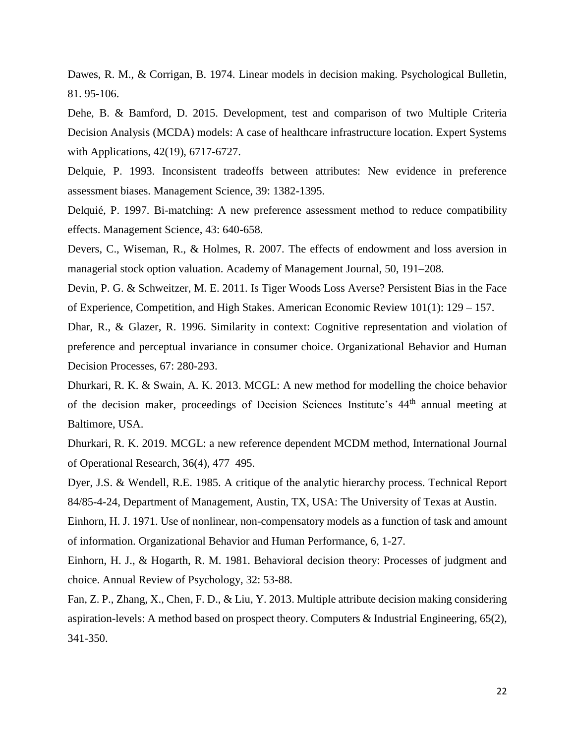Dawes, R. M., & Corrigan, B. 1974. Linear models in decision making. Psychological Bulletin, 81. 95-106.

Dehe, B. & Bamford, D. 2015. Development, test and comparison of two Multiple Criteria Decision Analysis (MCDA) models: A case of healthcare infrastructure location. Expert Systems with Applications, 42(19), 6717-6727.

Delquie, P. 1993. Inconsistent tradeoffs between attributes: New evidence in preference assessment biases. Management Science, 39: 1382-1395.

Delquié, P. 1997. Bi-matching: A new preference assessment method to reduce compatibility effects. Management Science, 43: 640-658.

Devers, C., Wiseman, R., & Holmes, R. 2007. The effects of endowment and loss aversion in managerial stock option valuation. Academy of Management Journal, 50, 191–208.

Devin, P. G. & Schweitzer, M. E. 2011. Is Tiger Woods Loss Averse? Persistent Bias in the Face of Experience, Competition, and High Stakes. American Economic Review 101(1): 129 – 157.

Dhar, R., & Glazer, R. 1996. Similarity in context: Cognitive representation and violation of preference and perceptual invariance in consumer choice. Organizational Behavior and Human Decision Processes, 67: 280-293.

Dhurkari, R. K. & Swain, A. K. 2013. MCGL: A new method for modelling the choice behavior of the decision maker, proceedings of Decision Sciences Institute's 44th annual meeting at Baltimore, USA.

Dhurkari, R. K. 2019. MCGL: a new reference dependent MCDM method, International Journal of Operational Research, 36(4), 477–495.

Dyer, J.S. & Wendell, R.E. 1985. A critique of the analytic hierarchy process. Technical Report 84/85-4-24, Department of Management, Austin, TX, USA: The University of Texas at Austin.

Einhorn, H. J. 1971. Use of nonlinear, non-compensatory models as a function of task and amount of information. Organizational Behavior and Human Performance, 6, 1-27.

Einhorn, H. J., & Hogarth, R. M. 1981. Behavioral decision theory: Processes of judgment and choice. Annual Review of Psychology, 32: 53-88.

Fan, Z. P., Zhang, X., Chen, F. D., & Liu, Y. 2013. Multiple attribute decision making considering aspiration-levels: A method based on prospect theory. Computers & Industrial Engineering, 65(2), 341-350.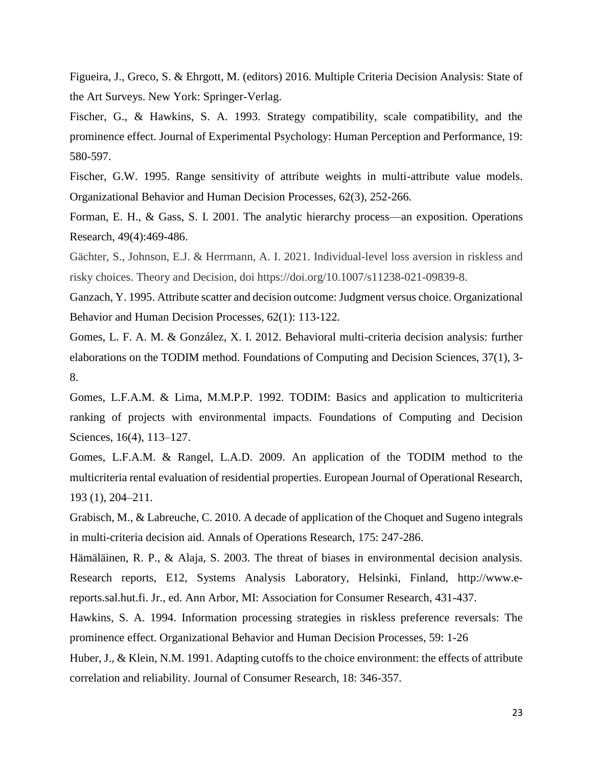Figueira, J., Greco, S. & Ehrgott, M. (editors) 2016. Multiple Criteria Decision Analysis: State of the Art Surveys. New York: Springer-Verlag.

Fischer, G., & Hawkins, S. A. 1993. Strategy compatibility, scale compatibility, and the prominence effect. Journal of Experimental Psychology: Human Perception and Performance, 19: 580-597.

Fischer, G.W. 1995. Range sensitivity of attribute weights in multi-attribute value models. Organizational Behavior and Human Decision Processes, 62(3), 252-266.

Forman, E. H., & Gass, S. I. 2001. The analytic hierarchy process—an exposition. Operations Research, 49(4):469-486.

Gächter, S., Johnson, E.J. & Herrmann, A. I. 2021. Individual-level loss aversion in riskless and risky choices. Theory and Decision, doi https://doi.org/10.1007/s11238-021-09839-8.

Ganzach, Y. 1995. Attribute scatter and decision outcome: Judgment versus choice. Organizational Behavior and Human Decision Processes, 62(1): 113-122.

Gomes, L. F. A. M. & González, X. I. 2012. Behavioral multi-criteria decision analysis: further elaborations on the TODIM method. Foundations of Computing and Decision Sciences, 37(1), 3-8.

Gomes, L.F.A.M. & Lima, M.M.P.P. 1992. TODIM: Basics and application to multicriteria ranking of projects with environmental impacts. Foundations of Computing and Decision Sciences, 16(4), 113–127.

Gomes, L.F.A.M. & Rangel, L.A.D. 2009. An application of the TODIM method to the multicriteria rental evaluation of residential properties. European Journal of Operational Research, 193 (1), 204–211.

Grabisch, M., & Labreuche, C. 2010. A decade of application of the Choquet and Sugeno integrals in multi-criteria decision aid. Annals of Operations Research, 175: 247-286.

Hämäläinen, R. P., & Alaja, S. 2003. The threat of biases in environmental decision analysis. Research reports, E12, Systems Analysis Laboratory, Helsinki, Finland, http://www.e-reports.sal.hut.fi. Jr., ed. Ann Arbor, MI: Association for Consumer Research, 431-437.

Hawkins, S. A. 1994. Information processing strategies in riskless preference reversals: The prominence effect. Organizational Behavior and Human Decision Processes, 59: 1-26

Huber, J., & Klein, N.M. 1991. Adapting cutoffs to the choice environment: the effects of attribute correlation and reliability. Journal of Consumer Research, 18: 346-357.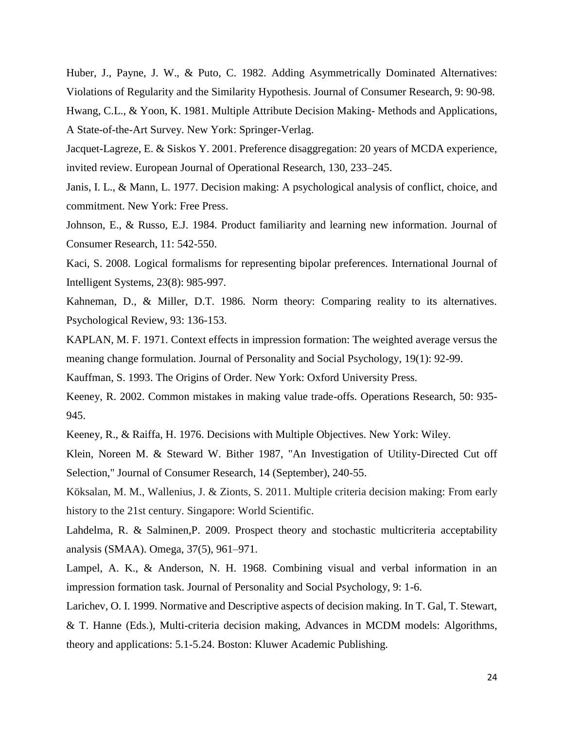Huber, J., Payne, J. W., & Puto, C. 1982. Adding Asymmetrically Dominated Alternatives: Violations of Regularity and the Similarity Hypothesis. Journal of Consumer Research, 9: 90-98.

Hwang, C.L., & Yoon, K. 1981. Multiple Attribute Decision Making- Methods and Applications, A State-of-the-Art Survey. New York: Springer-Verlag.

Jacquet-Lagreze, E. & Siskos Y. 2001. Preference disaggregation: 20 years of MCDA experience, invited review. European Journal of Operational Research, 130, 233–245.

Janis, I. L., & Mann, L. 1977. Decision making: A psychological analysis of conflict, choice, and commitment. New York: Free Press.

Johnson, E., & Russo, E.J. 1984. Product familiarity and learning new information. Journal of Consumer Research, 11: 542-550.

Kaci, S. 2008. Logical formalisms for representing bipolar preferences. International Journal of Intelligent Systems, 23(8): 985-997.

Kahneman, D., & Miller, D.T. 1986. Norm theory: Comparing reality to its alternatives. Psychological Review, 93: 136-153.

KAPLAN, M. F. 1971. Context effects in impression formation: The weighted average versus the meaning change formulation. Journal of Personality and Social Psychology, 19(1): 92-99.

Kauffman, S. 1993. The Origins of Order. New York: Oxford University Press.

Keeney, R. 2002. Common mistakes in making value trade-offs. Operations Research, 50: 935-945.

Keeney, R., & Raiffa, H. 1976. Decisions with Multiple Objectives. New York: Wiley.

Klein, Noreen M. & Steward W. Bither 1987, "An Investigation of Utility-Directed Cut off Selection," Journal of Consumer Research, 14 (September), 240-55.

Köksalan, M. M., Wallenius, J. & Zionts, S. 2011. Multiple criteria decision making: From early history to the 21st century. Singapore: World Scientific.

Lahdelma, R. & Salminen,P. 2009. Prospect theory and stochastic multicriteria acceptability analysis (SMAA). Omega, 37(5), 961–971.

Lampel, A. K., & Anderson, N. H. 1968. Combining visual and verbal information in an impression formation task. Journal of Personality and Social Psychology, 9: 1-6.

Larichev, O. I. 1999. Normative and Descriptive aspects of decision making. In T. Gal, T. Stewart, & T. Hanne (Eds.), Multi-criteria decision making, Advances in MCDM models: Algorithms, theory and applications: 5.1-5.24. Boston: Kluwer Academic Publishing.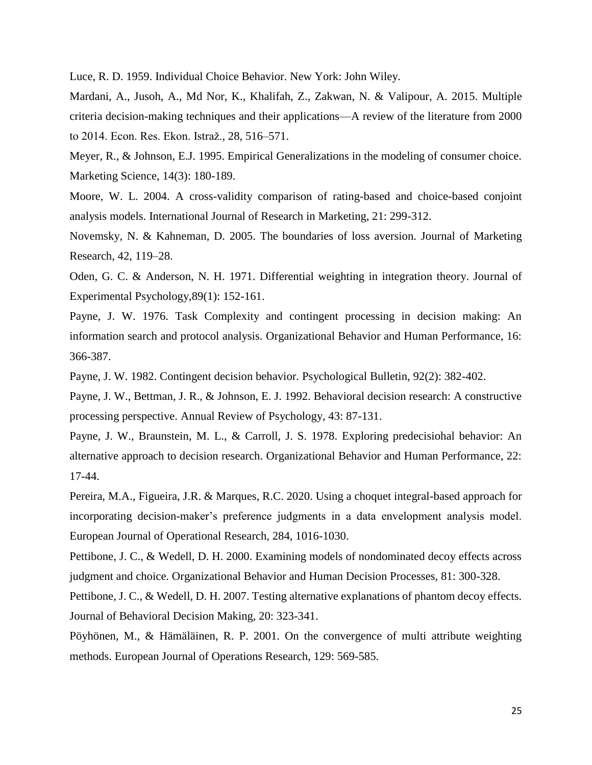Luce, R. D. 1959. Individual Choice Behavior. New York: John Wiley.

Mardani, A., Jusoh, A., Md Nor, K., Khalifah, Z., Zakwan, N. & Valipour, A. 2015. Multiple criteria decision-making techniques and their applications—A review of the literature from 2000 to 2014. Econ. Res. Ekon. Istraž., 28, 516–571.

Meyer, R., & Johnson, E.J. 1995. Empirical Generalizations in the modeling of consumer choice. Marketing Science, 14(3): 180-189.

Moore, W. L. 2004. A cross-validity comparison of rating-based and choice-based conjoint analysis models. International Journal of Research in Marketing, 21: 299-312.

Novemsky, N. & Kahneman, D. 2005. The boundaries of loss aversion. Journal of Marketing Research, 42, 119–28.

Oden, G. C. & Anderson, N. H. 1971. Differential weighting in integration theory. Journal of Experimental Psychology,89(1): 152-161.

Payne, J. W. 1976. Task Complexity and contingent processing in decision making: An information search and protocol analysis. Organizational Behavior and Human Performance, 16: 366-387.

Payne, J. W. 1982. Contingent decision behavior. Psychological Bulletin, 92(2): 382-402.

Payne, J. W., Bettman, J. R., & Johnson, E. J. 1992. Behavioral decision research: A constructive processing perspective. Annual Review of Psychology, 43: 87-131.

Payne, J. W., Braunstein, M. L., & Carroll, J. S. 1978. Exploring predecisiohal behavior: An alternative approach to decision research. Organizational Behavior and Human Performance, 22: 17-44.

Pereira, M.A., Figueira, J.R. & Marques, R.C. 2020. Using a choquet integral-based approach for incorporating decision-maker's preference judgments in a data envelopment analysis model. European Journal of Operational Research, 284, 1016-1030.

Pettibone, J. C., & Wedell, D. H. 2000. Examining models of nondominated decoy effects across judgment and choice. Organizational Behavior and Human Decision Processes, 81: 300-328.

Pettibone, J. C., & Wedell, D. H. 2007. Testing alternative explanations of phantom decoy effects. Journal of Behavioral Decision Making, 20: 323-341.

Pöyhönen, M., & Hämäläinen, R. P. 2001. On the convergence of multi attribute weighting methods. European Journal of Operations Research, 129: 569-585.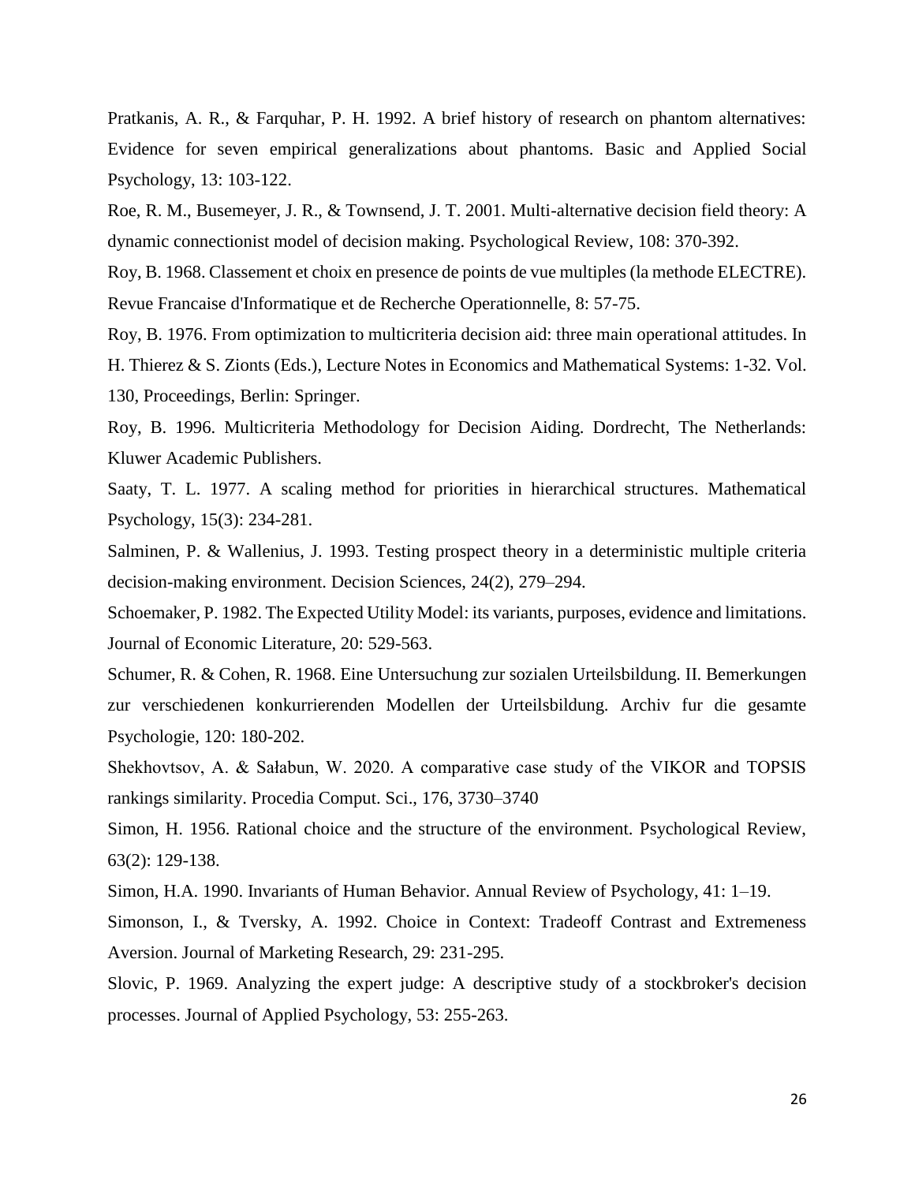Pratkanis, A. R., & Farquhar, P. H. 1992. A brief history of research on phantom alternatives: Evidence for seven empirical generalizations about phantoms. Basic and Applied Social Psychology, 13: 103-122.

Roe, R. M., Busemeyer, J. R., & Townsend, J. T. 2001. Multi-alternative decision field theory: A dynamic connectionist model of decision making. Psychological Review, 108: 370-392.

Roy, B. 1968. Classement et choix en presence de points de vue multiples (la methode ELECTRE). Revue Francaise d'Informatique et de Recherche Operationnelle, 8: 57-75.

Roy, B. 1976. From optimization to multicriteria decision aid: three main operational attitudes. In H. Thierez & S. Zionts (Eds.), Lecture Notes in Economics and Mathematical Systems: 1-32. Vol. 130, Proceedings, Berlin: Springer.

Roy, B. 1996. Multicriteria Methodology for Decision Aiding. Dordrecht, The Netherlands: Kluwer Academic Publishers.

Saaty, T. L. 1977. A scaling method for priorities in hierarchical structures. Mathematical Psychology, 15(3): 234-281.

Salminen, P. & Wallenius, J. 1993. Testing prospect theory in a deterministic multiple criteria decision-making environment. Decision Sciences, 24(2), 279–294.

Schoemaker, P. 1982. The Expected Utility Model: its variants, purposes, evidence and limitations. Journal of Economic Literature, 20: 529-563.

Schumer, R. & Cohen, R. 1968. Eine Untersuchung zur sozialen Urteilsbildung. II. Bemerkungen zur verschiedenen konkurrierenden Modellen der Urteilsbildung. Archiv fur die gesamte Psychologie, 120: 180-202.

Shekhovtsov, A. & Sałabun, W. 2020. A comparative case study of the VIKOR and TOPSIS rankings similarity. Procedia Comput. Sci., 176, 3730–3740

Simon, H. 1956. Rational choice and the structure of the environment. Psychological Review, 63(2): 129-138.

Simon, H.A. 1990. Invariants of Human Behavior. Annual Review of Psychology, 41: 1–19.

Simonson, I., & Tversky, A. 1992. Choice in Context: Tradeoff Contrast and Extremeness Aversion. Journal of Marketing Research, 29: 231-295.

Slovic, P. 1969. Analyzing the expert judge: A descriptive study of a stockbroker's decision processes. Journal of Applied Psychology, 53: 255-263.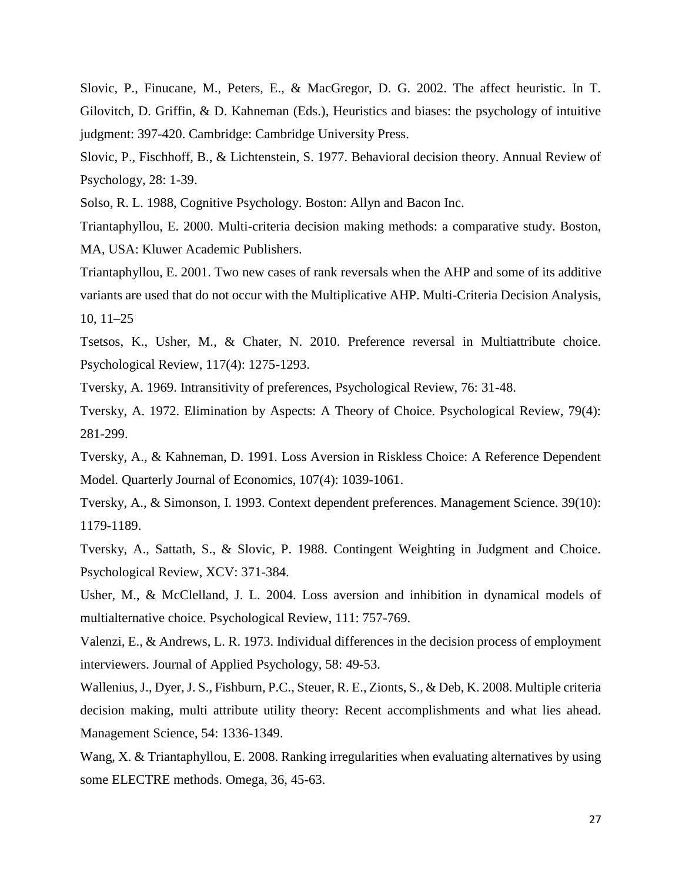Slovic, P., Finucane, M., Peters, E., & MacGregor, D. G. 2002. The affect heuristic. In T. Gilovitch, D. Griffin, & D. Kahneman (Eds.), Heuristics and biases: the psychology of intuitive judgment: 397-420. Cambridge: Cambridge University Press.

Slovic, P., Fischhoff, B., & Lichtenstein, S. 1977. Behavioral decision theory. Annual Review of Psychology, 28: 1-39.

Solso, R. L. 1988, Cognitive Psychology. Boston: Allyn and Bacon Inc.

Triantaphyllou, E. 2000. Multi-criteria decision making methods: a comparative study. Boston, MA, USA: Kluwer Academic Publishers.

Triantaphyllou, E. 2001. Two new cases of rank reversals when the AHP and some of its additive variants are used that do not occur with the Multiplicative AHP. Multi-Criteria Decision Analysis, 10, 11–25

Tsetsos, K., Usher, M., & Chater, N. 2010. Preference reversal in Multiattribute choice. Psychological Review, 117(4): 1275-1293.

Tversky, A. 1969. Intransitivity of preferences, Psychological Review, 76: 31-48.

Tversky, A. 1972. Elimination by Aspects: A Theory of Choice. Psychological Review, 79(4): 281-299.

Tversky, A., & Kahneman, D. 1991. Loss Aversion in Riskless Choice: A Reference Dependent Model. Quarterly Journal of Economics, 107(4): 1039-1061.

Tversky, A., & Simonson, I. 1993. Context dependent preferences. Management Science. 39(10): 1179-1189.

Tversky, A., Sattath, S., & Slovic, P. 1988. Contingent Weighting in Judgment and Choice. Psychological Review, XCV: 371-384.

Usher, M., & McClelland, J. L. 2004. Loss aversion and inhibition in dynamical models of multialternative choice. Psychological Review, 111: 757-769.

Valenzi, E., & Andrews, L. R. 1973. Individual differences in the decision process of employment interviewers. Journal of Applied Psychology, 58: 49-53.

Wallenius, J., Dyer, J. S., Fishburn, P.C., Steuer, R. E., Zionts, S., & Deb, K. 2008. Multiple criteria decision making, multi attribute utility theory: Recent accomplishments and what lies ahead. Management Science, 54: 1336-1349.

Wang, X. & Triantaphyllou, E. 2008. Ranking irregularities when evaluating alternatives by using some ELECTRE methods. Omega, 36, 45-63.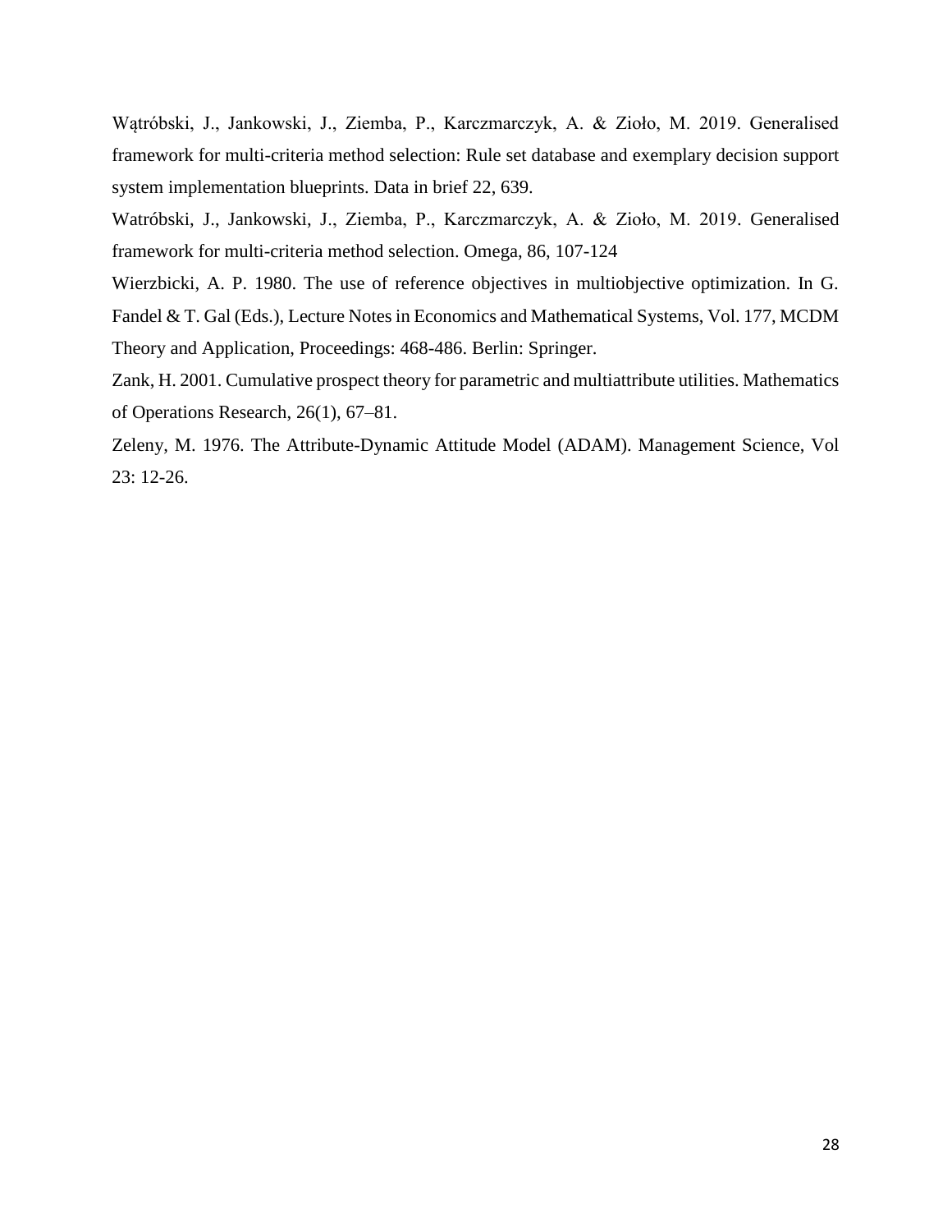Wątróbski, J., Jankowski, J., Ziemba, P., Karczmarczyk, A. & Zioło, M. 2019. Generalised framework for multi-criteria method selection: Rule set database and exemplary decision support system implementation blueprints. Data in brief 22, 639.

Watróbski, J., Jankowski, J., Ziemba, P., Karczmarczyk, A. & Zioło, M. 2019. Generalised framework for multi-criteria method selection. Omega, 86, 107-124

Wierzbicki, A. P. 1980. The use of reference objectives in multiobjective optimization. In G. Fandel & T. Gal (Eds.), Lecture Notes in Economics and Mathematical Systems, Vol. 177, MCDM Theory and Application, Proceedings: 468-486. Berlin: Springer.

Zank, H. 2001. Cumulative prospect theory for parametric and multiattribute utilities. Mathematics of Operations Research, 26(1), 67–81.

Zeleny, M. 1976. The Attribute-Dynamic Attitude Model (ADAM). Management Science, Vol 23: 12-26.